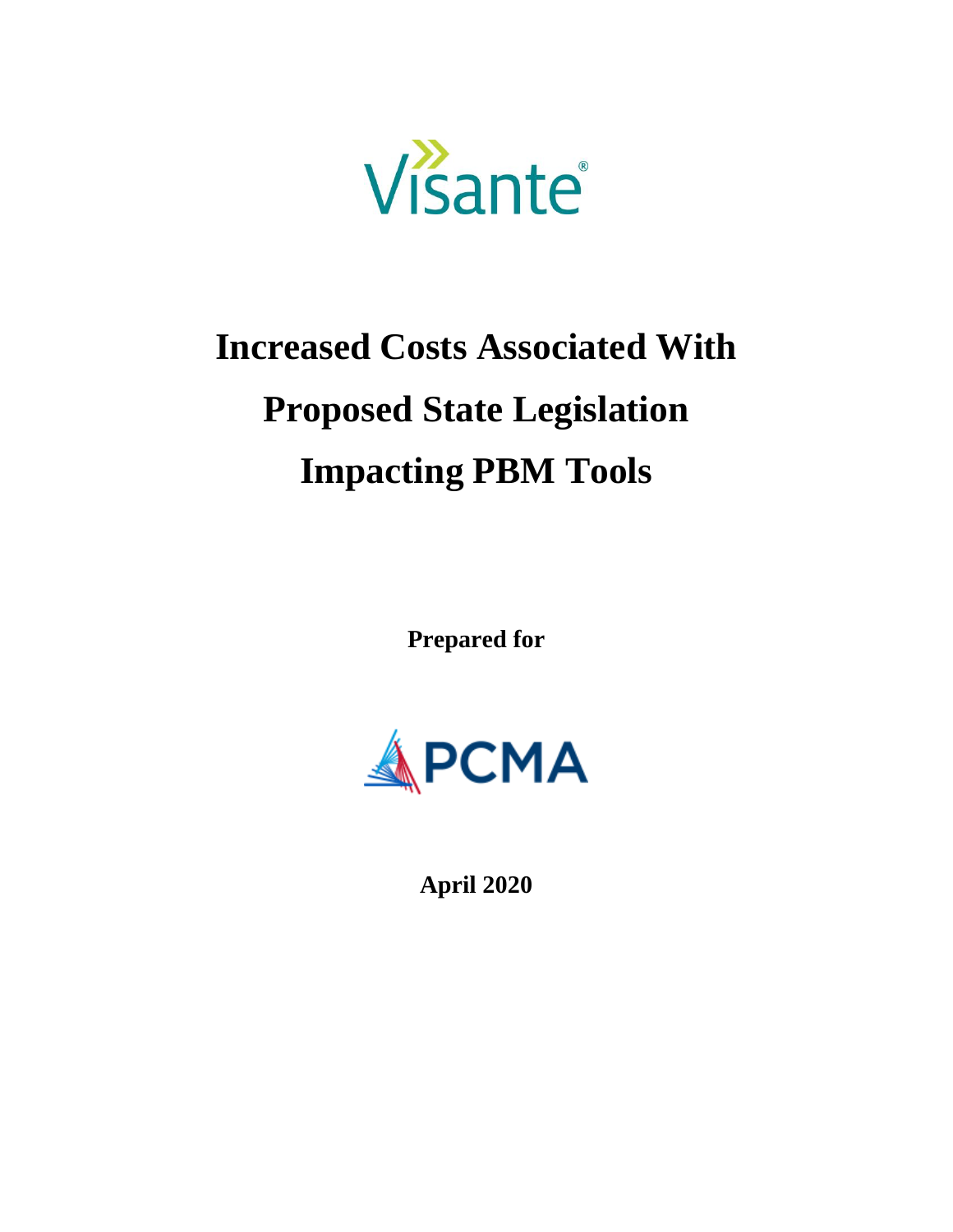Visante

# Increased Costs Associated With Proposed State Legislation Impacting PBM Tools

**Prepared for**

PCMA

**April 2020**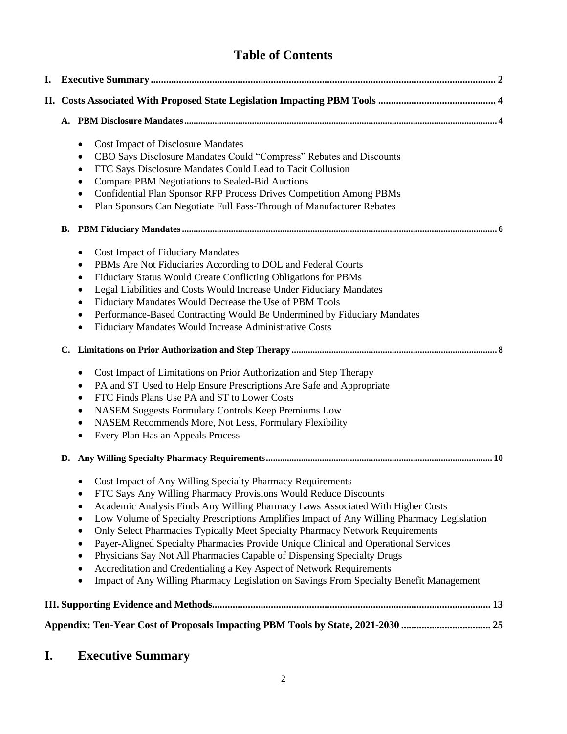# Table of Contents

I. **Executive Summary** ........................................................................................................ 2

II. **Costs Associated With Proposed State Legislation Impacting PBM Tools** ............................................. 4

**A. PBM Disclosure Mandates** ........................................................................................................ 4

- Cost Impact of Disclosure Mandates
- CBO Says Disclosure Mandates Could "Compress" Rebates and Discounts
- FTC Says Disclosure Mandates Could Lead to Tacit Collusion
- Compare PBM Negotiations to Sealed-Bid Auctions
- Confidential Plan Sponsor RFP Process Drives Competition Among PBMs
- Plan Sponsors Can Negotiate Full Pass-Through of Manufacturer Rebates

**B. PBM Fiduciary Mandates** ........................................................................................................ 6

- Cost Impact of Fiduciary Mandates
- PBMs Are Not Fiduciaries According to DOL and Federal Courts
- Fiduciary Status Would Create Conflicting Obligations for PBMs
- Legal Liabilities and Costs Would Increase Under Fiduciary Mandates
- Fiduciary Mandates Would Decrease the Use of PBM Tools
- Performance-Based Contracting Would Be Undermined by Fiduciary Mandates
- Fiduciary Mandates Would Increase Administrative Costs

**C. Limitations on Prior Authorization and Step Therapy** ........................................................................................................ 8

- Cost Impact of Limitations on Prior Authorization and Step Therapy
- PA and ST Used to Help Ensure Prescriptions Are Safe and Appropriate
- FTC Finds Plans Use PA and ST to Lower Costs
- NASEM Suggests Formulary Controls Keep Premiums Low
- NASEM Recommends More, Not Less, Formulary Flexibility
- Every Plan Has an Appeals Process

**D. Any Willing Specialty Pharmacy Requirements** ........................................................................................................ 10

- Cost Impact of Any Willing Specialty Pharmacy Requirements
- FTC Says Any Willing Pharmacy Provisions Would Reduce Discounts
- Academic Analysis Finds Any Willing Pharmacy Laws Associated With Higher Costs
- Low Volume of Specialty Prescriptions Amplifies Impact of Any Willing Pharmacy Legislation
- Only Select Pharmacies Typically Meet Specialty Pharmacy Network Requirements
- Payer-Aligned Specialty Pharmacies Provide Unique Clinical and Operational Services
- Physicians Say Not All Pharmacies Capable of Dispensing Specialty Drugs
- Accreditation and Credentialing a Key Aspect of Network Requirements
- Impact of Any Willing Pharmacy Legislation on Savings From Specialty Benefit Management

**III. Supporting Evidence and Methods** ........................................................................................................ 13

**Appendix: Ten-Year Cost of Proposals Impacting PBM Tools by State, 2021-2030** .................................. 25

# I. Executive Summary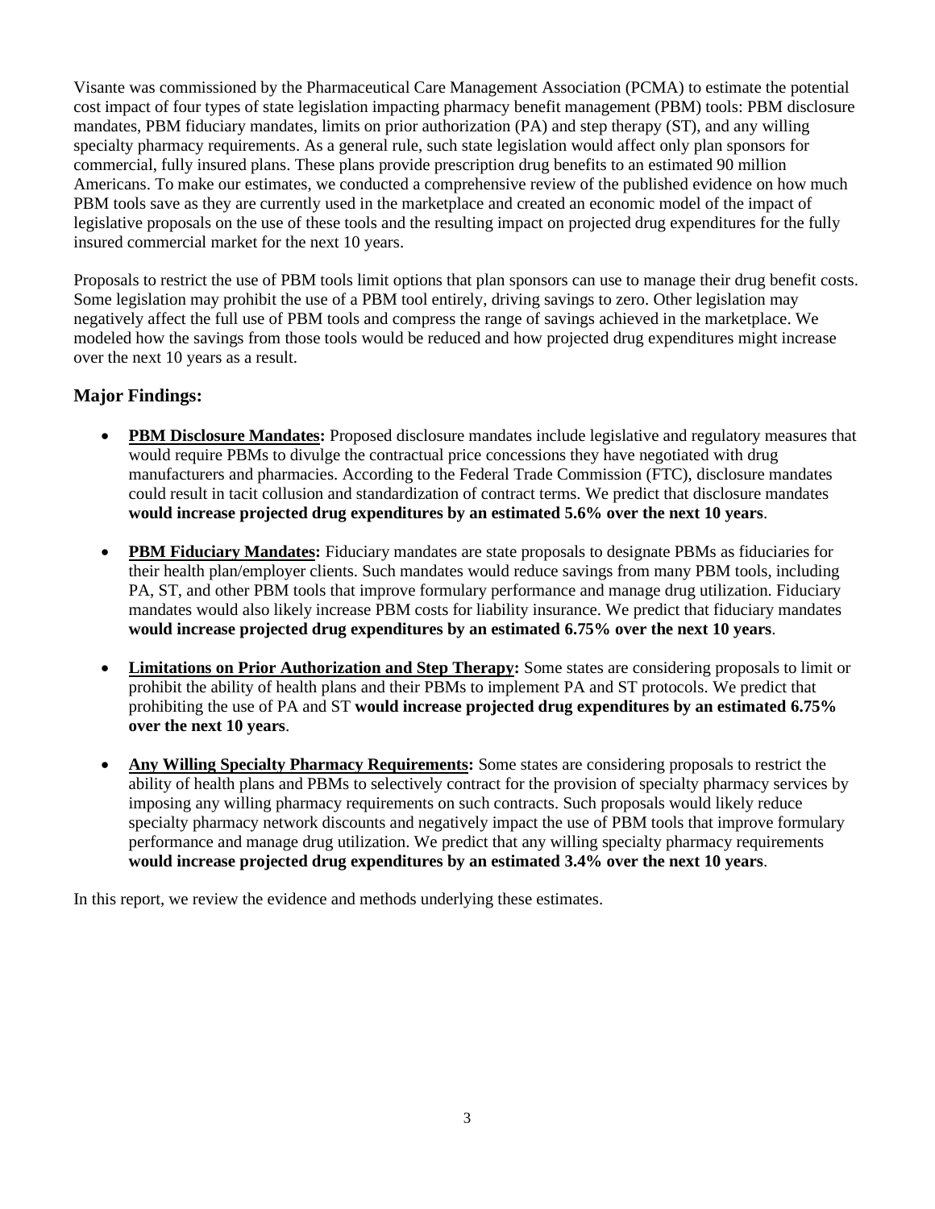Visante was commissioned by the Pharmaceutical Care Management Association (PCMA) to estimate the potential cost impact of four types of state legislation impacting pharmacy benefit management (PBM) tools: PBM disclosure mandates, PBM fiduciary mandates, limits on prior authorization (PA) and step therapy (ST), and any willing specialty pharmacy requirements. As a general rule, such state legislation would affect only plan sponsors for commercial, fully insured plans. These plans provide prescription drug benefits to an estimated 90 million Americans. To make our estimates, we conducted a comprehensive review of the published evidence on how much PBM tools save as they are currently used in the marketplace and created an economic model of the impact of legislative proposals on the use of these tools and the resulting impact on projected drug expenditures for the fully insured commercial market for the next 10 years.

Proposals to restrict the use of PBM tools limit options that plan sponsors can use to manage their drug benefit costs. Some legislation may prohibit the use of a PBM tool entirely, driving savings to zero. Other legislation may negatively affect the full use of PBM tools and compress the range of savings achieved in the marketplace. We modeled how the savings from those tools would be reduced and how projected drug expenditures might increase over the next 10 years as a result.

## Major Findings:

- **PBM Disclosure Mandates:** Proposed disclosure mandates include legislative and regulatory measures that would require PBMs to divulge the contractual price concessions they have negotiated with drug manufacturers and pharmacies. According to the Federal Trade Commission (FTC), disclosure mandates could result in tacit collusion and standardization of contract terms. We predict that disclosure mandates **would increase projected drug expenditures by an estimated 5.6% over the next 10 years**.

- **PBM Fiduciary Mandates:** Fiduciary mandates are state proposals to designate PBMs as fiduciaries for their health plan/employer clients. Such mandates would reduce savings from many PBM tools, including PA, ST, and other PBM tools that improve formulary performance and manage drug utilization. Fiduciary mandates would also likely increase PBM costs for liability insurance. We predict that fiduciary mandates **would increase projected drug expenditures by an estimated 6.75% over the next 10 years**.

- **Limitations on Prior Authorization and Step Therapy:** Some states are considering proposals to limit or prohibit the ability of health plans and their PBMs to implement PA and ST protocols. We predict that prohibiting the use of PA and ST **would increase projected drug expenditures by an estimated 6.75% over the next 10 years**.

- **Any Willing Specialty Pharmacy Requirements:** Some states are considering proposals to restrict the ability of health plans and PBMs to selectively contract for the provision of specialty pharmacy services by imposing any willing pharmacy requirements on such contracts. Such proposals would likely reduce specialty pharmacy network discounts and negatively impact the use of PBM tools that improve formulary performance and manage drug utilization. We predict that any willing specialty pharmacy requirements **would increase projected drug expenditures by an estimated 3.4% over the next 10 years**.

In this report, we review the evidence and methods underlying these estimates.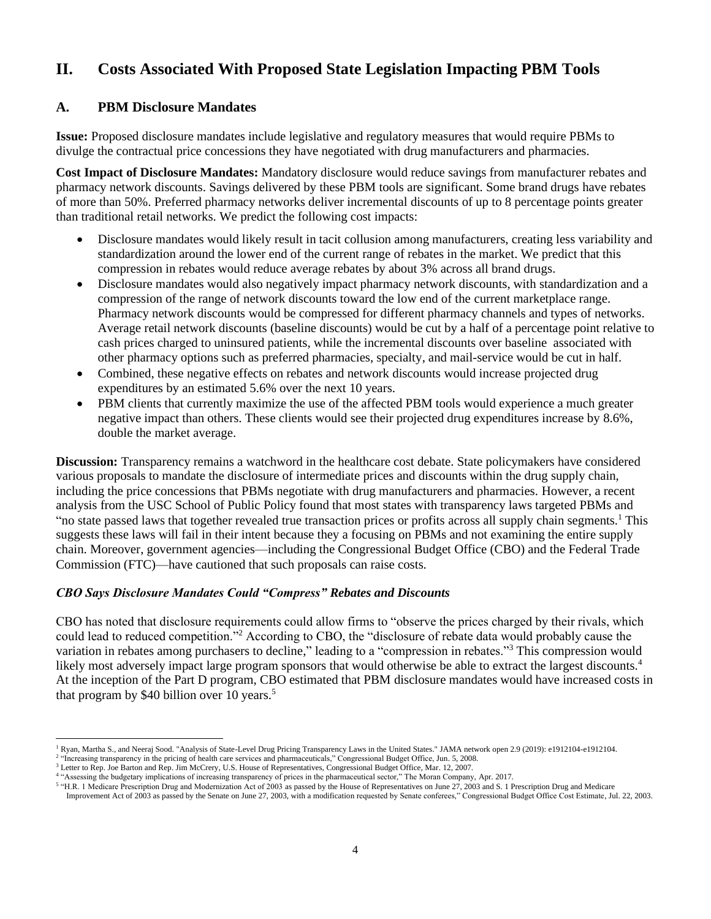## II. Costs Associated With Proposed State Legislation Impacting PBM Tools

### A. PBM Disclosure Mandates

**Issue:** Proposed disclosure mandates include legislative and regulatory measures that would require PBMs to divulge the contractual price concessions they have negotiated with drug manufacturers and pharmacies.

**Cost Impact of Disclosure Mandates:** Mandatory disclosure would reduce savings from manufacturer rebates and pharmacy network discounts. Savings delivered by these PBM tools are significant. Some brand drugs have rebates of more than 50%. Preferred pharmacy networks deliver incremental discounts of up to 8 percentage points greater than traditional retail networks. We predict the following cost impacts:

- Disclosure mandates would likely result in tacit collusion among manufacturers, creating less variability and standardization around the lower end of the current range of rebates in the market. We predict that this compression in rebates would reduce average rebates by about 3% across all brand drugs.
- Disclosure mandates would also negatively impact pharmacy network discounts, with standardization and a compression of the range of network discounts toward the low end of the current marketplace range. Pharmacy network discounts would be compressed for different pharmacy channels and types of networks. Average retail network discounts (baseline discounts) would be cut by a half of a percentage point relative to cash prices charged to uninsured patients, while the incremental discounts over baseline associated with other pharmacy options such as preferred pharmacies, specialty, and mail-service would be cut in half.
- Combined, these negative effects on rebates and network discounts would increase projected drug expenditures by an estimated 5.6% over the next 10 years.
- PBM clients that currently maximize the use of the affected PBM tools would experience a much greater negative impact than others. These clients would see their projected drug expenditures increase by 8.6%, double the market average.

**Discussion:** Transparency remains a watchword in the healthcare cost debate. State policymakers have considered various proposals to mandate the disclosure of intermediate prices and discounts within the drug supply chain, including the price concessions that PBMs negotiate with drug manufacturers and pharmacies. However, a recent analysis from the USC School of Public Policy found that most states with transparency laws targeted PBMs and "no state passed laws that together revealed true transaction prices or profits across all supply chain segments.[1] This suggests these laws will fail in their intent because they a focusing on PBMs and not examining the entire supply chain. Moreover, government agencies—including the Congressional Budget Office (CBO) and the Federal Trade Commission (FTC)—have cautioned that such proposals can raise costs.

#### *CBO Says Disclosure Mandates Could "Compress" Rebates and Discounts*

CBO has noted that disclosure requirements could allow firms to "observe the prices charged by their rivals, which could lead to reduced competition."[2] According to CBO, the "disclosure of rebate data would probably cause the variation in rebates among purchasers to decline," leading to a "compression in rebates."[3] This compression would likely most adversely impact large program sponsors that would otherwise be able to extract the largest discounts.[4] At the inception of the Part D program, CBO estimated that PBM disclosure mandates would have increased costs in that program by $40 billion over 10 years.[5]

---

[1] Ryan, Martha S., and Neeraj Sood. "Analysis of State-Level Drug Pricing Transparency Laws in the United States." JAMA network open 2.9 (2019): e1912104-e1912104.

[2] "Increasing transparency in the pricing of health care services and pharmaceuticals," Congressional Budget Office, Jun. 5, 2008.

[3] Letter to Rep. Joe Barton and Rep. Jim McCrery, U.S. House of Representatives, Congressional Budget Office, Mar. 12, 2007.

[4] "Assessing the budgetary implications of increasing transparency of prices in the pharmaceutical sector," The Moran Company, Apr. 2017.

[5] "H.R. 1 Medicare Prescription Drug and Modernization Act of 2003 as passed by the House of Representatives on June 27, 2003 and S. 1 Prescription Drug and Medicare Improvement Act of 2003 as passed by the Senate on June 27, 2003, with a modification requested by Senate conferees," Congressional Budget Office Cost Estimate, Jul. 22, 2003.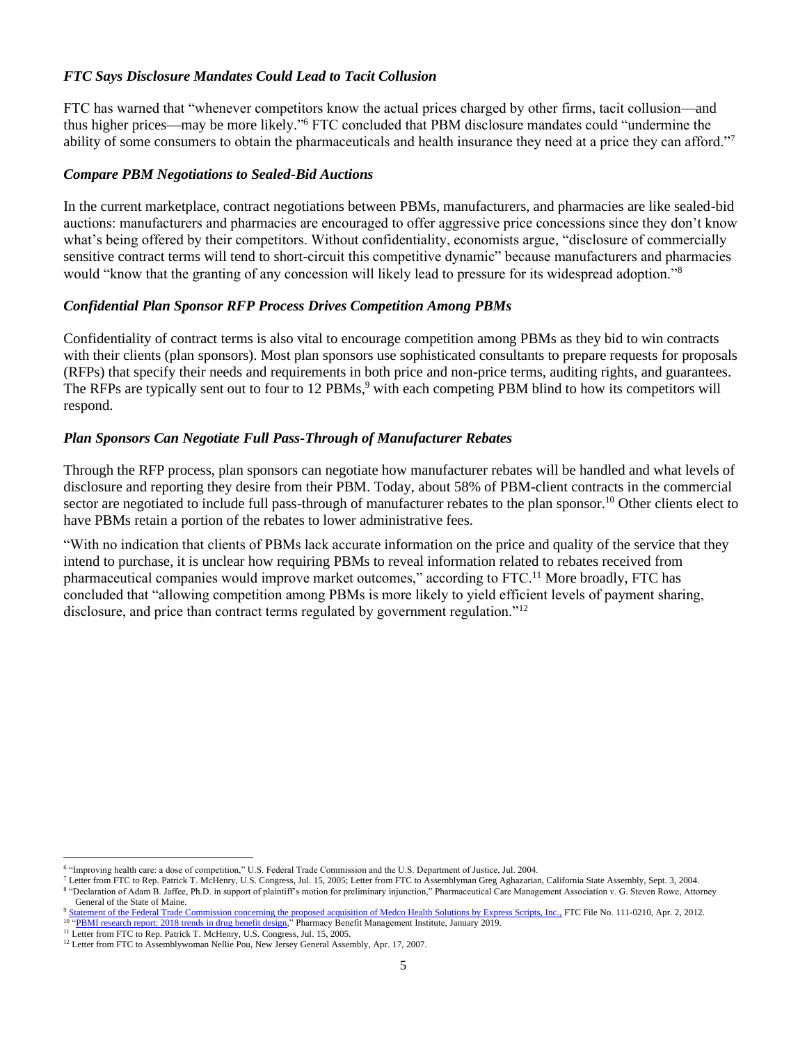### *FTC Says Disclosure Mandates Could Lead to Tacit Collusion*

FTC has warned that "whenever competitors know the actual prices charged by other firms, tacit collusion—and thus higher prices—may be more likely."[6] FTC concluded that PBM disclosure mandates could "undermine the ability of some consumers to obtain the pharmaceuticals and health insurance they need at a price they can afford."[7]

### *Compare PBM Negotiations to Sealed-Bid Auctions*

In the current marketplace, contract negotiations between PBMs, manufacturers, and pharmacies are like sealed-bid auctions: manufacturers and pharmacies are encouraged to offer aggressive price concessions since they don't know what's being offered by their competitors. Without confidentiality, economists argue, "disclosure of commercially sensitive contract terms will tend to short-circuit this competitive dynamic" because manufacturers and pharmacies would "know that the granting of any concession will likely lead to pressure for its widespread adoption."[8]

### *Confidential Plan Sponsor RFP Process Drives Competition Among PBMs*

Confidentiality of contract terms is also vital to encourage competition among PBMs as they bid to win contracts with their clients (plan sponsors). Most plan sponsors use sophisticated consultants to prepare requests for proposals (RFPs) that specify their needs and requirements in both price and non-price terms, auditing rights, and guarantees. The RFPs are typically sent out to four to 12 PBMs,[9] with each competing PBM blind to how its competitors will respond.

### *Plan Sponsors Can Negotiate Full Pass-Through of Manufacturer Rebates*

Through the RFP process, plan sponsors can negotiate how manufacturer rebates will be handled and what levels of disclosure and reporting they desire from their PBM. Today, about 58% of PBM-client contracts in the commercial sector are negotiated to include full pass-through of manufacturer rebates to the plan sponsor.[10] Other clients elect to have PBMs retain a portion of the rebates to lower administrative fees.

"With no indication that clients of PBMs lack accurate information on the price and quality of the service that they intend to purchase, it is unclear how requiring PBMs to reveal information related to rebates received from pharmaceutical companies would improve market outcomes," according to FTC.[11] More broadly, FTC has concluded that "allowing competition among PBMs is more likely to yield efficient levels of payment sharing, disclosure, and price than contract terms regulated by government regulation."[12]

---

[6] "Improving health care: a dose of competition," U.S. Federal Trade Commission and the U.S. Department of Justice, Jul. 2004.

[7] Letter from FTC to Rep. Patrick T. McHenry, U.S. Congress, Jul. 15, 2005; Letter from FTC to Assemblyman Greg Aghazarian, California State Assembly, Sept. 3, 2004.

[8] "Declaration of Adam B. Jaffee, Ph.D. in support of plaintiff's motion for preliminary injunction," Pharmaceutical Care Management Association v. G. Steven Rowe, Attorney General of the State of Maine.

[9] Statement of the Federal Trade Commission concerning the proposed acquisition of Medco Health Solutions by Express Scripts, Inc., FTC File No. 111-0210, Apr. 2, 2012.

[10] "PBMI research report: 2018 trends in drug benefit design," Pharmacy Benefit Management Institute, January 2019.

[11] Letter from FTC to Rep. Patrick T. McHenry, U.S. Congress, Jul. 15, 2005.

[12] Letter from FTC to Assemblywoman Nellie Pou, New Jersey General Assembly, Apr. 17, 2007.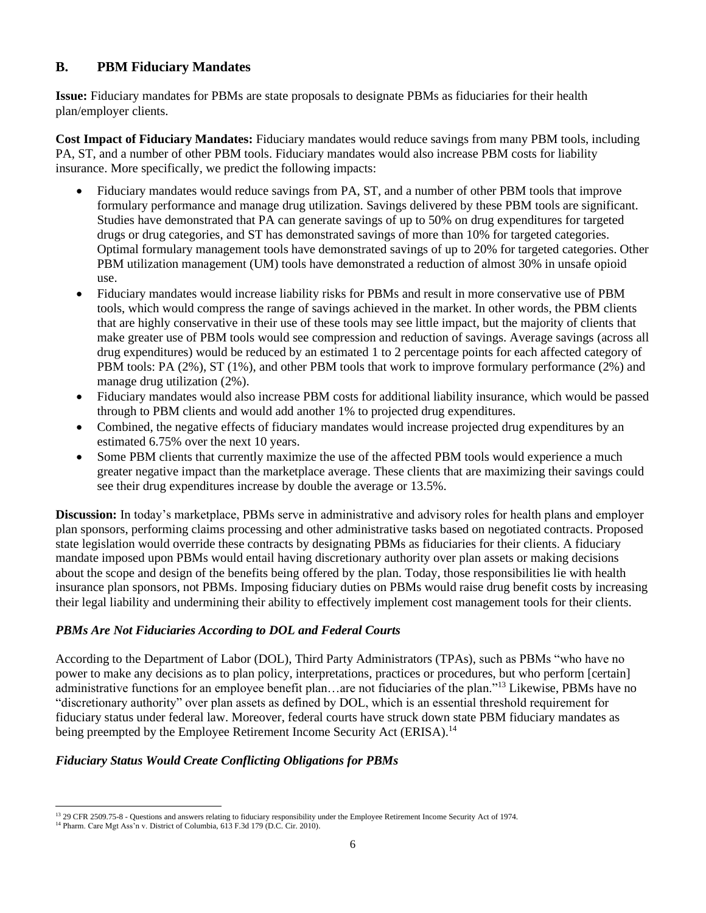## B. PBM Fiduciary Mandates

**Issue:** Fiduciary mandates for PBMs are state proposals to designate PBMs as fiduciaries for their health plan/employer clients.

**Cost Impact of Fiduciary Mandates:** Fiduciary mandates would reduce savings from many PBM tools, including PA, ST, and a number of other PBM tools. Fiduciary mandates would also increase PBM costs for liability insurance. More specifically, we predict the following impacts:

- Fiduciary mandates would reduce savings from PA, ST, and a number of other PBM tools that improve formulary performance and manage drug utilization. Savings delivered by these PBM tools are significant. Studies have demonstrated that PA can generate savings of up to 50% on drug expenditures for targeted drugs or drug categories, and ST has demonstrated savings of more than 10% for targeted categories. Optimal formulary management tools have demonstrated savings of up to 20% for targeted categories. Other PBM utilization management (UM) tools have demonstrated a reduction of almost 30% in unsafe opioid use.
- Fiduciary mandates would increase liability risks for PBMs and result in more conservative use of PBM tools, which would compress the range of savings achieved in the market. In other words, the PBM clients that are highly conservative in their use of these tools may see little impact, but the majority of clients that make greater use of PBM tools would see compression and reduction of savings. Average savings (across all drug expenditures) would be reduced by an estimated 1 to 2 percentage points for each affected category of PBM tools: PA (2%), ST (1%), and other PBM tools that work to improve formulary performance (2%) and manage drug utilization (2%).
- Fiduciary mandates would also increase PBM costs for additional liability insurance, which would be passed through to PBM clients and would add another 1% to projected drug expenditures.
- Combined, the negative effects of fiduciary mandates would increase projected drug expenditures by an estimated 6.75% over the next 10 years.
- Some PBM clients that currently maximize the use of the affected PBM tools would experience a much greater negative impact than the marketplace average. These clients that are maximizing their savings could see their drug expenditures increase by double the average or 13.5%.

**Discussion:** In today's marketplace, PBMs serve in administrative and advisory roles for health plans and employer plan sponsors, performing claims processing and other administrative tasks based on negotiated contracts. Proposed state legislation would override these contracts by designating PBMs as fiduciaries for their clients. A fiduciary mandate imposed upon PBMs would entail having discretionary authority over plan assets or making decisions about the scope and design of the benefits being offered by the plan. Today, those responsibilities lie with health insurance plan sponsors, not PBMs. Imposing fiduciary duties on PBMs would raise drug benefit costs by increasing their legal liability and undermining their ability to effectively implement cost management tools for their clients.

### *PBMs Are Not Fiduciaries According to DOL and Federal Courts*

According to the Department of Labor (DOL), Third Party Administrators (TPAs), such as PBMs "who have no power to make any decisions as to plan policy, interpretations, practices or procedures, but who perform [certain] administrative functions for an employee benefit plan…are not fiduciaries of the plan."[13] Likewise, PBMs have no "discretionary authority" over plan assets as defined by DOL, which is an essential threshold requirement for fiduciary status under federal law. Moreover, federal courts have struck down state PBM fiduciary mandates as being preempted by the Employee Retirement Income Security Act (ERISA).[14]

### *Fiduciary Status Would Create Conflicting Obligations for PBMs*

[13] 29 CFR 2509.75-8 - Questions and answers relating to fiduciary responsibility under the Employee Retirement Income Security Act of 1974.

[14] Pharm. Care Mgt Ass'n v. District of Columbia, 613 F.3d 179 (D.C. Cir. 2010).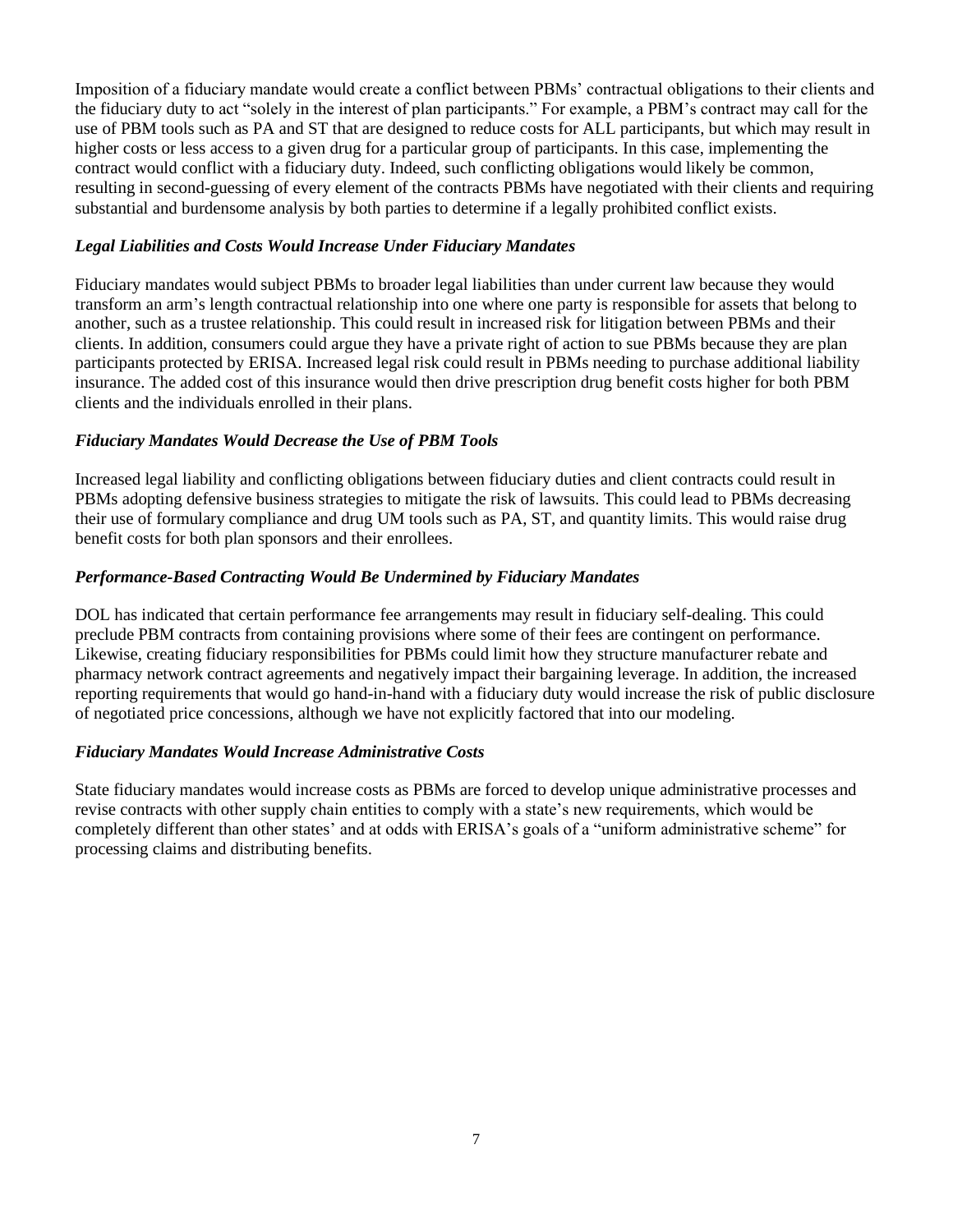Imposition of a fiduciary mandate would create a conflict between PBMs' contractual obligations to their clients and the fiduciary duty to act "solely in the interest of plan participants." For example, a PBM's contract may call for the use of PBM tools such as PA and ST that are designed to reduce costs for ALL participants, but which may result in higher costs or less access to a given drug for a particular group of participants. In this case, implementing the contract would conflict with a fiduciary duty. Indeed, such conflicting obligations would likely be common, resulting in second-guessing of every element of the contracts PBMs have negotiated with their clients and requiring substantial and burdensome analysis by both parties to determine if a legally prohibited conflict exists.

### *Legal Liabilities and Costs Would Increase Under Fiduciary Mandates*

Fiduciary mandates would subject PBMs to broader legal liabilities than under current law because they would transform an arm's length contractual relationship into one where one party is responsible for assets that belong to another, such as a trustee relationship. This could result in increased risk for litigation between PBMs and their clients. In addition, consumers could argue they have a private right of action to sue PBMs because they are plan participants protected by ERISA. Increased legal risk could result in PBMs needing to purchase additional liability insurance. The added cost of this insurance would then drive prescription drug benefit costs higher for both PBM clients and the individuals enrolled in their plans.

### *Fiduciary Mandates Would Decrease the Use of PBM Tools*

Increased legal liability and conflicting obligations between fiduciary duties and client contracts could result in PBMs adopting defensive business strategies to mitigate the risk of lawsuits. This could lead to PBMs decreasing their use of formulary compliance and drug UM tools such as PA, ST, and quantity limits. This would raise drug benefit costs for both plan sponsors and their enrollees.

### *Performance-Based Contracting Would Be Undermined by Fiduciary Mandates*

DOL has indicated that certain performance fee arrangements may result in fiduciary self-dealing. This could preclude PBM contracts from containing provisions where some of their fees are contingent on performance. Likewise, creating fiduciary responsibilities for PBMs could limit how they structure manufacturer rebate and pharmacy network contract agreements and negatively impact their bargaining leverage. In addition, the increased reporting requirements that would go hand-in-hand with a fiduciary duty would increase the risk of public disclosure of negotiated price concessions, although we have not explicitly factored that into our modeling.

### *Fiduciary Mandates Would Increase Administrative Costs*

State fiduciary mandates would increase costs as PBMs are forced to develop unique administrative processes and revise contracts with other supply chain entities to comply with a state's new requirements, which would be completely different than other states' and at odds with ERISA's goals of a "uniform administrative scheme" for processing claims and distributing benefits.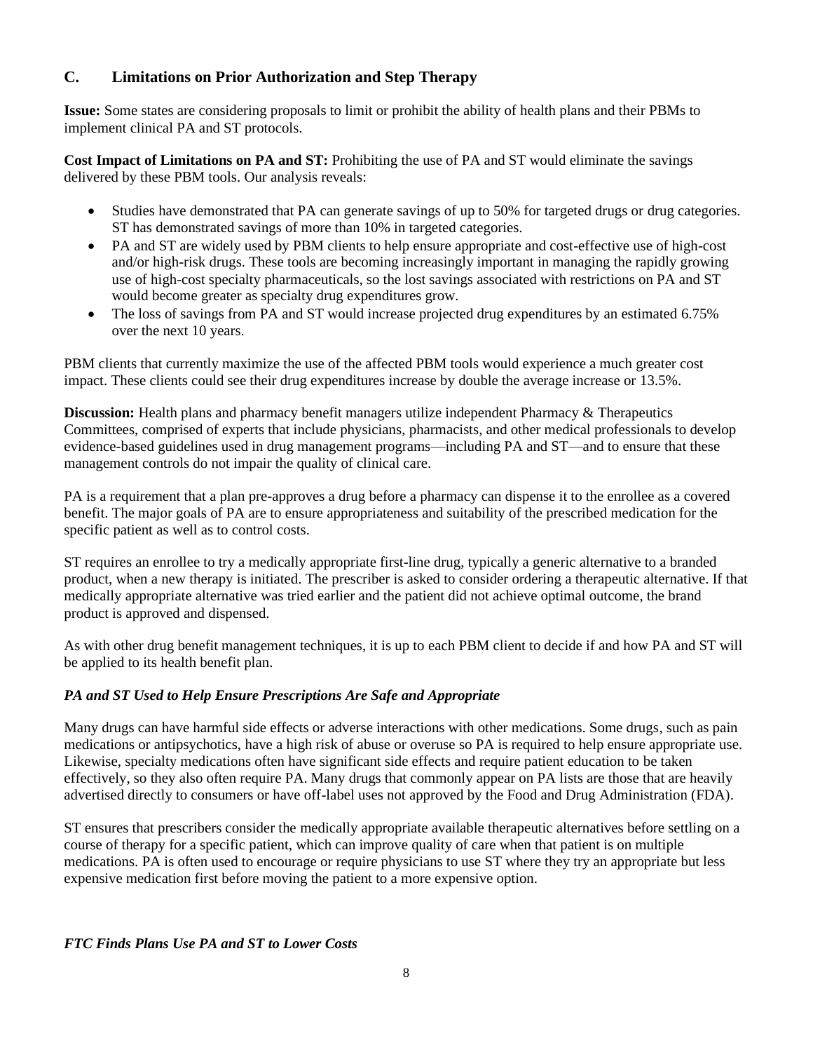## C. Limitations on Prior Authorization and Step Therapy

**Issue:** Some states are considering proposals to limit or prohibit the ability of health plans and their PBMs to implement clinical PA and ST protocols.

**Cost Impact of Limitations on PA and ST:** Prohibiting the use of PA and ST would eliminate the savings delivered by these PBM tools. Our analysis reveals:

- Studies have demonstrated that PA can generate savings of up to 50% for targeted drugs or drug categories. ST has demonstrated savings of more than 10% in targeted categories.
- PA and ST are widely used by PBM clients to help ensure appropriate and cost-effective use of high-cost and/or high-risk drugs. These tools are becoming increasingly important in managing the rapidly growing use of high-cost specialty pharmaceuticals, so the lost savings associated with restrictions on PA and ST would become greater as specialty drug expenditures grow.
- The loss of savings from PA and ST would increase projected drug expenditures by an estimated 6.75% over the next 10 years.

PBM clients that currently maximize the use of the affected PBM tools would experience a much greater cost impact. These clients could see their drug expenditures increase by double the average increase or 13.5%.

**Discussion:** Health plans and pharmacy benefit managers utilize independent Pharmacy & Therapeutics Committees, comprised of experts that include physicians, pharmacists, and other medical professionals to develop evidence-based guidelines used in drug management programs—including PA and ST—and to ensure that these management controls do not impair the quality of clinical care.

PA is a requirement that a plan pre-approves a drug before a pharmacy can dispense it to the enrollee as a covered benefit. The major goals of PA are to ensure appropriateness and suitability of the prescribed medication for the specific patient as well as to control costs.

ST requires an enrollee to try a medically appropriate first-line drug, typically a generic alternative to a branded product, when a new therapy is initiated. The prescriber is asked to consider ordering a therapeutic alternative. If that medically appropriate alternative was tried earlier and the patient did not achieve optimal outcome, the brand product is approved and dispensed.

As with other drug benefit management techniques, it is up to each PBM client to decide if and how PA and ST will be applied to its health benefit plan.

### *PA and ST Used to Help Ensure Prescriptions Are Safe and Appropriate*

Many drugs can have harmful side effects or adverse interactions with other medications. Some drugs, such as pain medications or antipsychotics, have a high risk of abuse or overuse so PA is required to help ensure appropriate use. Likewise, specialty medications often have significant side effects and require patient education to be taken effectively, so they also often require PA. Many drugs that commonly appear on PA lists are those that are heavily advertised directly to consumers or have off-label uses not approved by the Food and Drug Administration (FDA).

ST ensures that prescribers consider the medically appropriate available therapeutic alternatives before settling on a course of therapy for a specific patient, which can improve quality of care when that patient is on multiple medications. PA is often used to encourage or require physicians to use ST where they try an appropriate but less expensive medication first before moving the patient to a more expensive option.

### *FTC Finds Plans Use PA and ST to Lower Costs*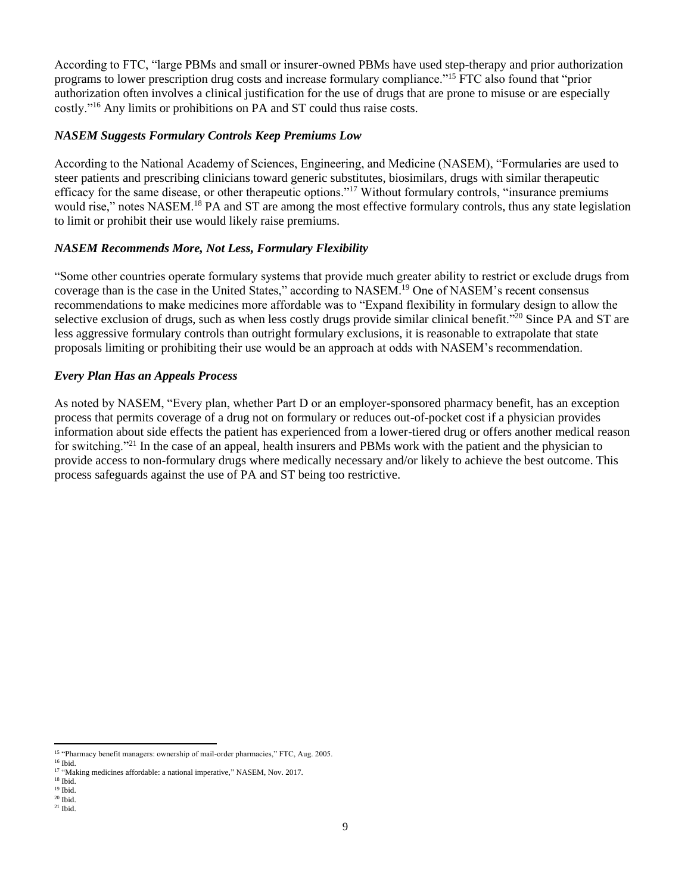According to FTC, "large PBMs and small or insurer-owned PBMs have used step-therapy and prior authorization programs to lower prescription drug costs and increase formulary compliance."[15] FTC also found that "prior authorization often involves a clinical justification for the use of drugs that are prone to misuse or are especially costly."[16] Any limits or prohibitions on PA and ST could thus raise costs.

### *NASEM Suggests Formulary Controls Keep Premiums Low*

According to the National Academy of Sciences, Engineering, and Medicine (NASEM), "Formularies are used to steer patients and prescribing clinicians toward generic substitutes, biosimilars, drugs with similar therapeutic efficacy for the same disease, or other therapeutic options."[17] Without formulary controls, "insurance premiums would rise," notes NASEM.[18] PA and ST are among the most effective formulary controls, thus any state legislation to limit or prohibit their use would likely raise premiums.

### *NASEM Recommends More, Not Less, Formulary Flexibility*

"Some other countries operate formulary systems that provide much greater ability to restrict or exclude drugs from coverage than is the case in the United States," according to NASEM.[19] One of NASEM's recent consensus recommendations to make medicines more affordable was to "Expand flexibility in formulary design to allow the selective exclusion of drugs, such as when less costly drugs provide similar clinical benefit."[20] Since PA and ST are less aggressive formulary controls than outright formulary exclusions, it is reasonable to extrapolate that state proposals limiting or prohibiting their use would be an approach at odds with NASEM's recommendation.

### *Every Plan Has an Appeals Process*

As noted by NASEM, "Every plan, whether Part D or an employer-sponsored pharmacy benefit, has an exception process that permits coverage of a drug not on formulary or reduces out-of-pocket cost if a physician provides information about side effects the patient has experienced from a lower-tiered drug or offers another medical reason for switching."[21] In the case of an appeal, health insurers and PBMs work with the patient and the physician to provide access to non-formulary drugs where medically necessary and/or likely to achieve the best outcome. This process safeguards against the use of PA and ST being too restrictive.

---

[15] "Pharmacy benefit managers: ownership of mail-order pharmacies," FTC, Aug. 2005.
[16] Ibid.
[17] "Making medicines affordable: a national imperative," NASEM, Nov. 2017.
[18] Ibid.
[19] Ibid.
[20] Ibid.
[21] Ibid.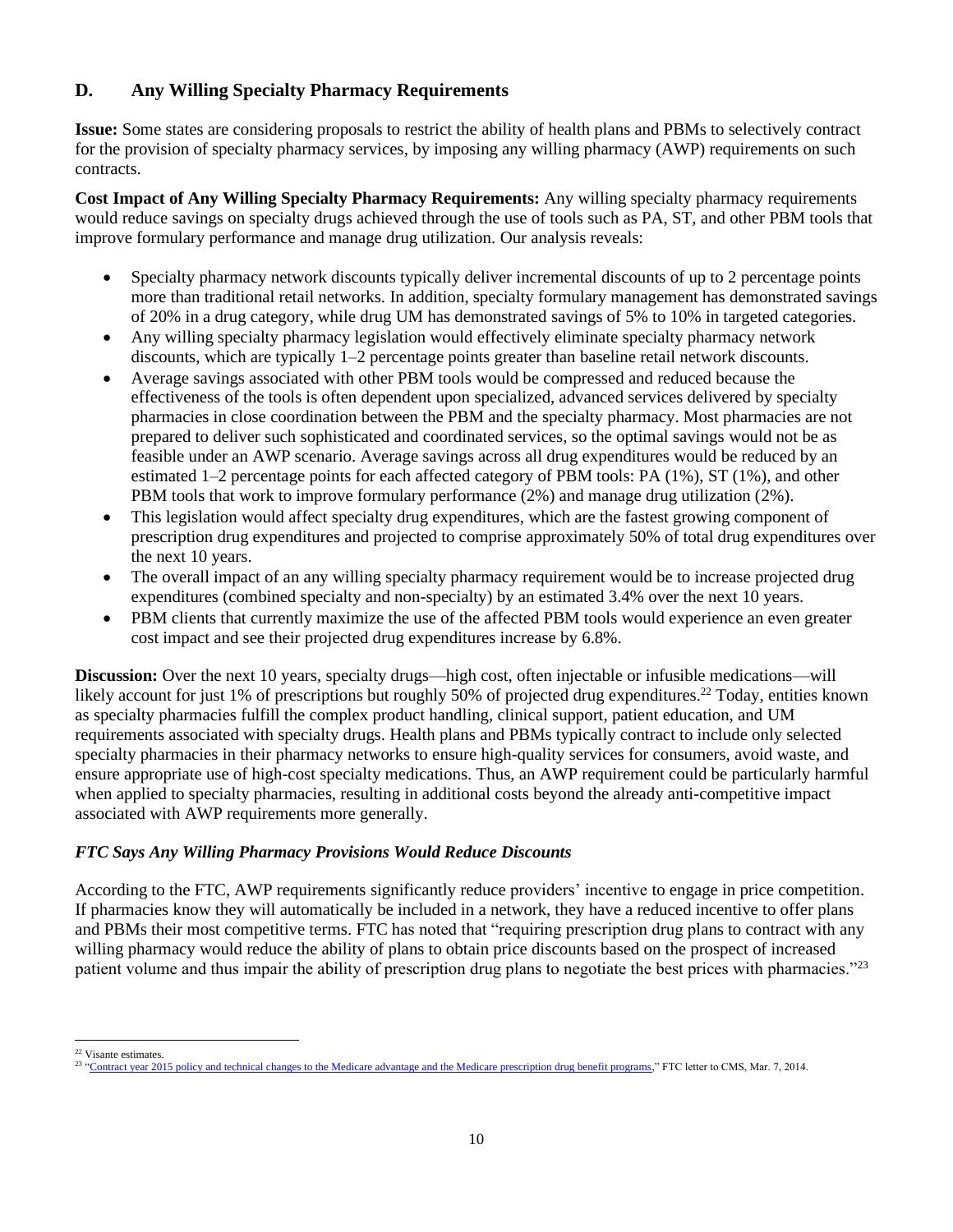## D. Any Willing Specialty Pharmacy Requirements

**Issue:** Some states are considering proposals to restrict the ability of health plans and PBMs to selectively contract for the provision of specialty pharmacy services, by imposing any willing pharmacy (AWP) requirements on such contracts.

**Cost Impact of Any Willing Specialty Pharmacy Requirements:** Any willing specialty pharmacy requirements would reduce savings on specialty drugs achieved through the use of tools such as PA, ST, and other PBM tools that improve formulary performance and manage drug utilization. Our analysis reveals:

- Specialty pharmacy network discounts typically deliver incremental discounts of up to 2 percentage points more than traditional retail networks. In addition, specialty formulary management has demonstrated savings of 20% in a drug category, while drug UM has demonstrated savings of 5% to 10% in targeted categories.
- Any willing specialty pharmacy legislation would effectively eliminate specialty pharmacy network discounts, which are typically 1–2 percentage points greater than baseline retail network discounts.
- Average savings associated with other PBM tools would be compressed and reduced because the effectiveness of the tools is often dependent upon specialized, advanced services delivered by specialty pharmacies in close coordination between the PBM and the specialty pharmacy. Most pharmacies are not prepared to deliver such sophisticated and coordinated services, so the optimal savings would not be as feasible under an AWP scenario. Average savings across all drug expenditures would be reduced by an estimated 1–2 percentage points for each affected category of PBM tools: PA (1%), ST (1%), and other PBM tools that work to improve formulary performance (2%) and manage drug utilization (2%).
- This legislation would affect specialty drug expenditures, which are the fastest growing component of prescription drug expenditures and projected to comprise approximately 50% of total drug expenditures over the next 10 years.
- The overall impact of an any willing specialty pharmacy requirement would be to increase projected drug expenditures (combined specialty and non-specialty) by an estimated 3.4% over the next 10 years.
- PBM clients that currently maximize the use of the affected PBM tools would experience an even greater cost impact and see their projected drug expenditures increase by 6.8%.

**Discussion:** Over the next 10 years, specialty drugs—high cost, often injectable or infusible medications—will likely account for just 1% of prescriptions but roughly 50% of projected drug expenditures.[22] Today, entities known as specialty pharmacies fulfill the complex product handling, clinical support, patient education, and UM requirements associated with specialty drugs. Health plans and PBMs typically contract to include only selected specialty pharmacies in their pharmacy networks to ensure high-quality services for consumers, avoid waste, and ensure appropriate use of high-cost specialty medications. Thus, an AWP requirement could be particularly harmful when applied to specialty pharmacies, resulting in additional costs beyond the already anti-competitive impact associated with AWP requirements more generally.

### *FTC Says Any Willing Pharmacy Provisions Would Reduce Discounts*

According to the FTC, AWP requirements significantly reduce providers' incentive to engage in price competition. If pharmacies know they will automatically be included in a network, they have a reduced incentive to offer plans and PBMs their most competitive terms. FTC has noted that "requiring prescription drug plans to contract with any willing pharmacy would reduce the ability of plans to obtain price discounts based on the prospect of increased patient volume and thus impair the ability of prescription drug plans to negotiate the best prices with pharmacies."[23]

---

[22] Visante estimates.

[23] "Contract year 2015 policy and technical changes to the Medicare advantage and the Medicare prescription drug benefit programs," FTC letter to CMS, Mar. 7, 2014.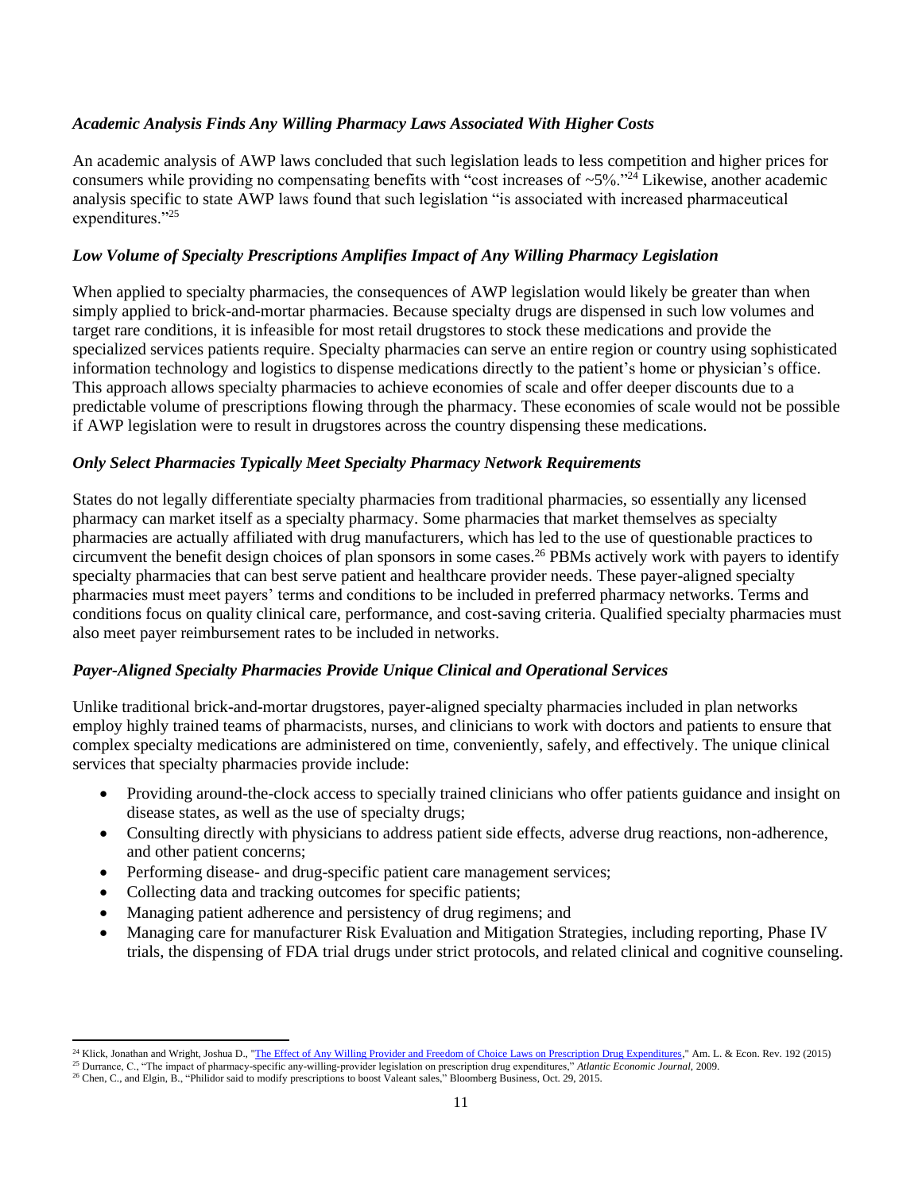### *Academic Analysis Finds Any Willing Pharmacy Laws Associated With Higher Costs*

An academic analysis of AWP laws concluded that such legislation leads to less competition and higher prices for consumers while providing no compensating benefits with "cost increases of ~5%."[24] Likewise, another academic analysis specific to state AWP laws found that such legislation "is associated with increased pharmaceutical expenditures."[25]

### *Low Volume of Specialty Prescriptions Amplifies Impact of Any Willing Pharmacy Legislation*

When applied to specialty pharmacies, the consequences of AWP legislation would likely be greater than when simply applied to brick-and-mortar pharmacies. Because specialty drugs are dispensed in such low volumes and target rare conditions, it is infeasible for most retail drugstores to stock these medications and provide the specialized services patients require. Specialty pharmacies can serve an entire region or country using sophisticated information technology and logistics to dispense medications directly to the patient's home or physician's office. This approach allows specialty pharmacies to achieve economies of scale and offer deeper discounts due to a predictable volume of prescriptions flowing through the pharmacy. These economies of scale would not be possible if AWP legislation were to result in drugstores across the country dispensing these medications.

### *Only Select Pharmacies Typically Meet Specialty Pharmacy Network Requirements*

States do not legally differentiate specialty pharmacies from traditional pharmacies, so essentially any licensed pharmacy can market itself as a specialty pharmacy. Some pharmacies that market themselves as specialty pharmacies are actually affiliated with drug manufacturers, which has led to the use of questionable practices to circumvent the benefit design choices of plan sponsors in some cases.[26] PBMs actively work with payers to identify specialty pharmacies that can best serve patient and healthcare provider needs. These payer-aligned specialty pharmacies must meet payers' terms and conditions to be included in preferred pharmacy networks. Terms and conditions focus on quality clinical care, performance, and cost-saving criteria. Qualified specialty pharmacies must also meet payer reimbursement rates to be included in networks.

### *Payer-Aligned Specialty Pharmacies Provide Unique Clinical and Operational Services*

Unlike traditional brick-and-mortar drugstores, payer-aligned specialty pharmacies included in plan networks employ highly trained teams of pharmacists, nurses, and clinicians to work with doctors and patients to ensure that complex specialty medications are administered on time, conveniently, safely, and effectively. The unique clinical services that specialty pharmacies provide include:

- Providing around-the-clock access to specially trained clinicians who offer patients guidance and insight on disease states, as well as the use of specialty drugs;
- Consulting directly with physicians to address patient side effects, adverse drug reactions, non-adherence, and other patient concerns;
- Performing disease- and drug-specific patient care management services;
- Collecting data and tracking outcomes for specific patients;
- Managing patient adherence and persistency of drug regimens; and
- Managing care for manufacturer Risk Evaluation and Mitigation Strategies, including reporting, Phase IV trials, the dispensing of FDA trial drugs under strict protocols, and related clinical and cognitive counseling.

---

[24] Klick, Jonathan and Wright, Joshua D., "The Effect of Any Willing Provider and Freedom of Choice Laws on Prescription Drug Expenditures," Am. L. & Econ. Rev. 192 (2015)

[25] Durrance, C., "The impact of pharmacy-specific any-willing-provider legislation on prescription drug expenditures," *Atlantic Economic Journal*, 2009.

[26] Chen, C., and Elgin, B., "Philidor said to modify prescriptions to boost Valeant sales," Bloomberg Business, Oct. 29, 2015.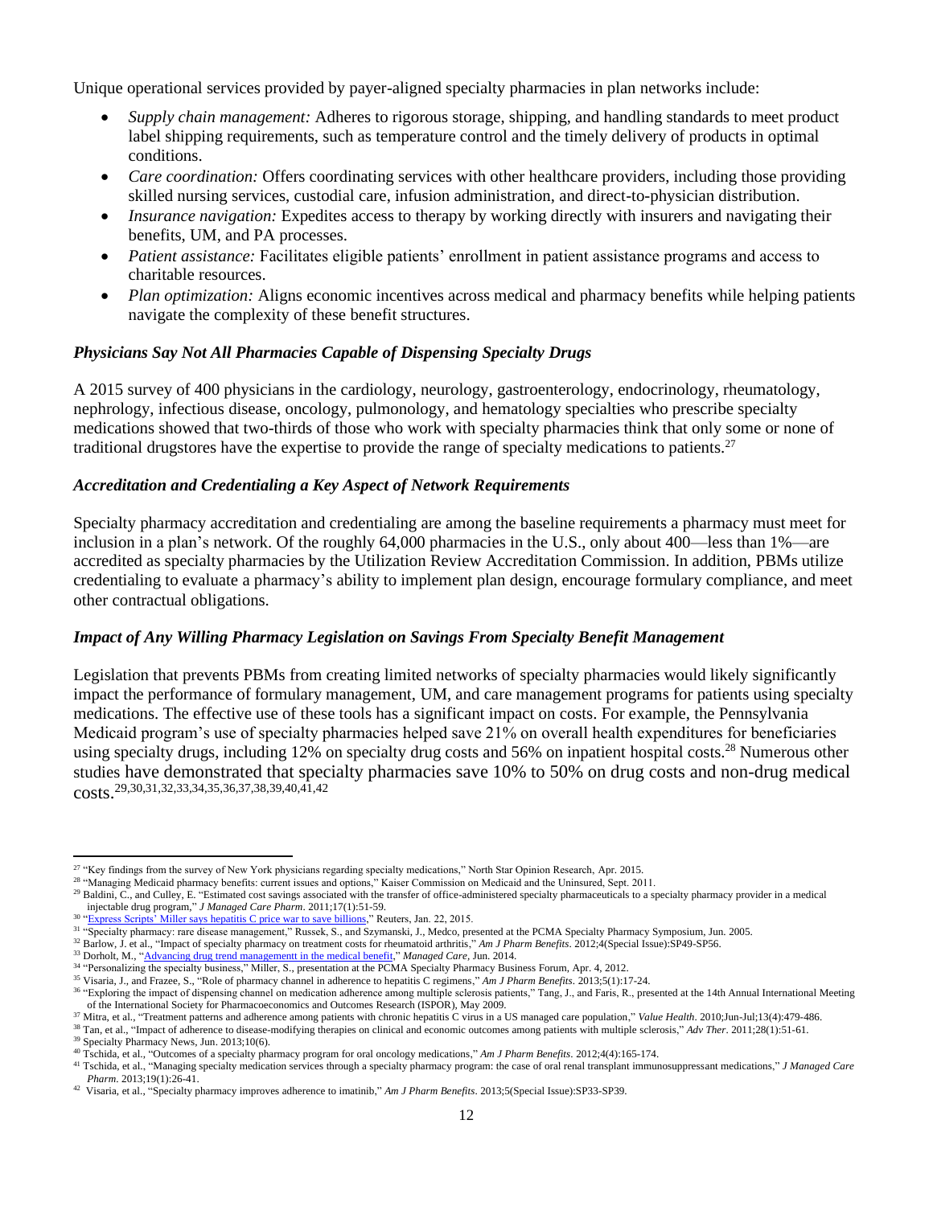Unique operational services provided by payer-aligned specialty pharmacies in plan networks include:

- *Supply chain management:* Adheres to rigorous storage, shipping, and handling standards to meet product label shipping requirements, such as temperature control and the timely delivery of products in optimal conditions.
- *Care coordination:* Offers coordinating services with other healthcare providers, including those providing skilled nursing services, custodial care, infusion administration, and direct-to-physician distribution.
- *Insurance navigation:* Expedites access to therapy by working directly with insurers and navigating their benefits, UM, and PA processes.
- *Patient assistance:* Facilitates eligible patients' enrollment in patient assistance programs and access to charitable resources.
- *Plan optimization:* Aligns economic incentives across medical and pharmacy benefits while helping patients navigate the complexity of these benefit structures.

### *Physicians Say Not All Pharmacies Capable of Dispensing Specialty Drugs*

A 2015 survey of 400 physicians in the cardiology, neurology, gastroenterology, endocrinology, rheumatology, nephrology, infectious disease, oncology, pulmonology, and hematology specialties who prescribe specialty medications showed that two-thirds of those who work with specialty pharmacies think that only some or none of traditional drugstores have the expertise to provide the range of specialty medications to patients.[27]

### *Accreditation and Credentialing a Key Aspect of Network Requirements*

Specialty pharmacy accreditation and credentialing are among the baseline requirements a pharmacy must meet for inclusion in a plan's network. Of the roughly 64,000 pharmacies in the U.S., only about 400—less than 1%—are accredited as specialty pharmacies by the Utilization Review Accreditation Commission. In addition, PBMs utilize credentialing to evaluate a pharmacy's ability to implement plan design, encourage formulary compliance, and meet other contractual obligations.

### *Impact of Any Willing Pharmacy Legislation on Savings From Specialty Benefit Management*

Legislation that prevents PBMs from creating limited networks of specialty pharmacies would likely significantly impact the performance of formulary management, UM, and care management programs for patients using specialty medications. The effective use of these tools has a significant impact on costs. For example, the Pennsylvania Medicaid program's use of specialty pharmacies helped save 21% on overall health expenditures for beneficiaries using specialty drugs, including 12% on specialty drug costs and 56% on inpatient hospital costs.[28] Numerous other studies have demonstrated that specialty pharmacies save 10% to 50% on drug costs and non-drug medical costs.[29,30,31,32,33,34,35,36,37,38,39,40,41,42]

---

[27] "Key findings from the survey of New York physicians regarding specialty medications," North Star Opinion Research, Apr. 2015.

[28] "Managing Medicaid pharmacy benefits: current issues and options," Kaiser Commission on Medicaid and the Uninsured, Sept. 2011.

[29] Baldini, C., and Culley, E. "Estimated cost savings associated with the transfer of office-administered specialty pharmaceuticals to a specialty pharmacy provider in a medical injectable drug program," *J Managed Care Pharm*. 2011;17(1):51-59.

[30] "Express Scripts' Miller says hepatitis C price war to save billions," Reuters, Jan. 22, 2015.

[31] "Specialty pharmacy: rare disease management," Russek, S., and Szymanski, J., Medco, presented at the PCMA Specialty Pharmacy Symposium, Jun. 2005.

[32] Barlow, J. et al., "Impact of specialty pharmacy on treatment costs for rheumatoid arthritis," *Am J Pharm Benefits*. 2012;4(Special Issue):SP49-SP56.

[33] Dorholt, M., "Advancing drug trend managementt in the medical benefit," *Managed Care*, Jun. 2014.

[34] "Personalizing the specialty business," Miller, S., presentation at the PCMA Specialty Pharmacy Business Forum, Apr. 4, 2012.

[35] Visaria, J., and Frazee, S., "Role of pharmacy channel in adherence to hepatitis C regimens," *Am J Pharm Benefits*. 2013;5(1):17-24.

[36] "Exploring the impact of dispensing channel on medication adherence among multiple sclerosis patients," Tang, J., and Faris, R., presented at the 14th Annual International Meeting of the International Society for Pharmacoeconomics and Outcomes Research (ISPOR), May 2009.

[37] Mitra, et al., "Treatment patterns and adherence among patients with chronic hepatitis C virus in a US managed care population," *Value Health*. 2010;Jun-Jul;13(4):479-486.

[38] Tan, et al., "Impact of adherence to disease-modifying therapies on clinical and economic outcomes among patients with multiple sclerosis," *Adv Ther*. 2011;28(1):51-61.

[39] Specialty Pharmacy News, Jun. 2013;10(6).

[40] Tschida, et al., "Outcomes of a specialty pharmacy program for oral oncology medications," *Am J Pharm Benefits*. 2012;4(4):165-174.

[41] Tschida, et al., "Managing specialty medication services through a specialty pharmacy program: the case of oral renal transplant immunosuppressant medications," *J Managed Care Pharm*. 2013;19(1):26-41.

[42] Visaria, et al., "Specialty pharmacy improves adherence to imatinib," *Am J Pharm Benefits*. 2013;5(Special Issue):SP33-SP39.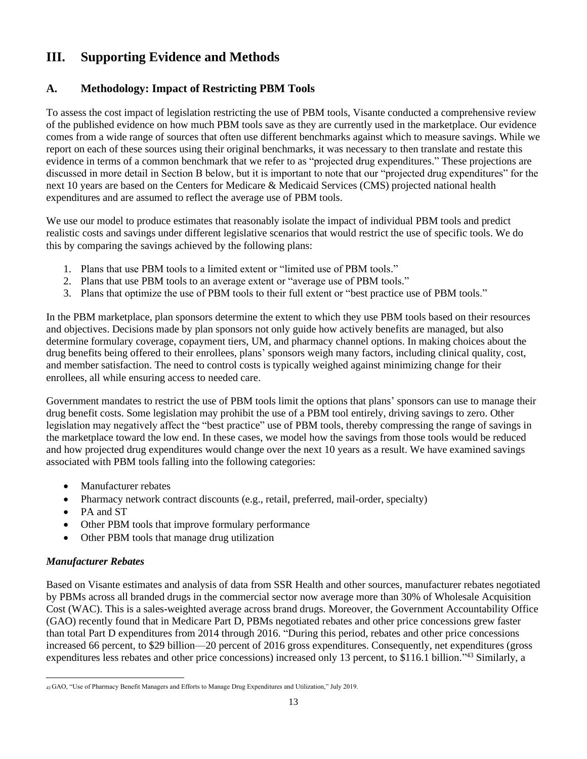# III. Supporting Evidence and Methods

## A. Methodology: Impact of Restricting PBM Tools

To assess the cost impact of legislation restricting the use of PBM tools, Visante conducted a comprehensive review of the published evidence on how much PBM tools save as they are currently used in the marketplace. Our evidence comes from a wide range of sources that often use different benchmarks against which to measure savings. While we report on each of these sources using their original benchmarks, it was necessary to then translate and restate this evidence in terms of a common benchmark that we refer to as "projected drug expenditures." These projections are discussed in more detail in Section B below, but it is important to note that our "projected drug expenditures" for the next 10 years are based on the Centers for Medicare & Medicaid Services (CMS) projected national health expenditures and are assumed to reflect the average use of PBM tools.

We use our model to produce estimates that reasonably isolate the impact of individual PBM tools and predict realistic costs and savings under different legislative scenarios that would restrict the use of specific tools. We do this by comparing the savings achieved by the following plans:

1. Plans that use PBM tools to a limited extent or "limited use of PBM tools."
2. Plans that use PBM tools to an average extent or "average use of PBM tools."
3. Plans that optimize the use of PBM tools to their full extent or "best practice use of PBM tools."

In the PBM marketplace, plan sponsors determine the extent to which they use PBM tools based on their resources and objectives. Decisions made by plan sponsors not only guide how actively benefits are managed, but also determine formulary coverage, copayment tiers, UM, and pharmacy channel options. In making choices about the drug benefits being offered to their enrollees, plans' sponsors weigh many factors, including clinical quality, cost, and member satisfaction. The need to control costs is typically weighed against minimizing change for their enrollees, all while ensuring access to needed care.

Government mandates to restrict the use of PBM tools limit the options that plans' sponsors can use to manage their drug benefit costs. Some legislation may prohibit the use of a PBM tool entirely, driving savings to zero. Other legislation may negatively affect the "best practice" use of PBM tools, thereby compressing the range of savings in the marketplace toward the low end. In these cases, we model how the savings from those tools would be reduced and how projected drug expenditures would change over the next 10 years as a result. We have examined savings associated with PBM tools falling into the following categories:

- Manufacturer rebates
- Pharmacy network contract discounts (e.g., retail, preferred, mail-order, specialty)
- PA and ST
- Other PBM tools that improve formulary performance
- Other PBM tools that manage drug utilization

### *Manufacturer Rebates*

Based on Visante estimates and analysis of data from SSR Health and other sources, manufacturer rebates negotiated by PBMs across all branded drugs in the commercial sector now average more than 30% of Wholesale Acquisition Cost (WAC). This is a sales-weighted average across brand drugs. Moreover, the Government Accountability Office (GAO) recently found that in Medicare Part D, PBMs negotiated rebates and other price concessions grew faster than total Part D expenditures from 2014 through 2016. "During this period, rebates and other price concessions increased 66 percent, to $29 billion—20 percent of 2016 gross expenditures. Consequently, net expenditures (gross expenditures less rebates and other price concessions) increased only 13 percent, to $116.1 billion."[43] Similarly, a

[43] GAO, "Use of Pharmacy Benefit Managers and Efforts to Manage Drug Expenditures and Utilization," July 2019.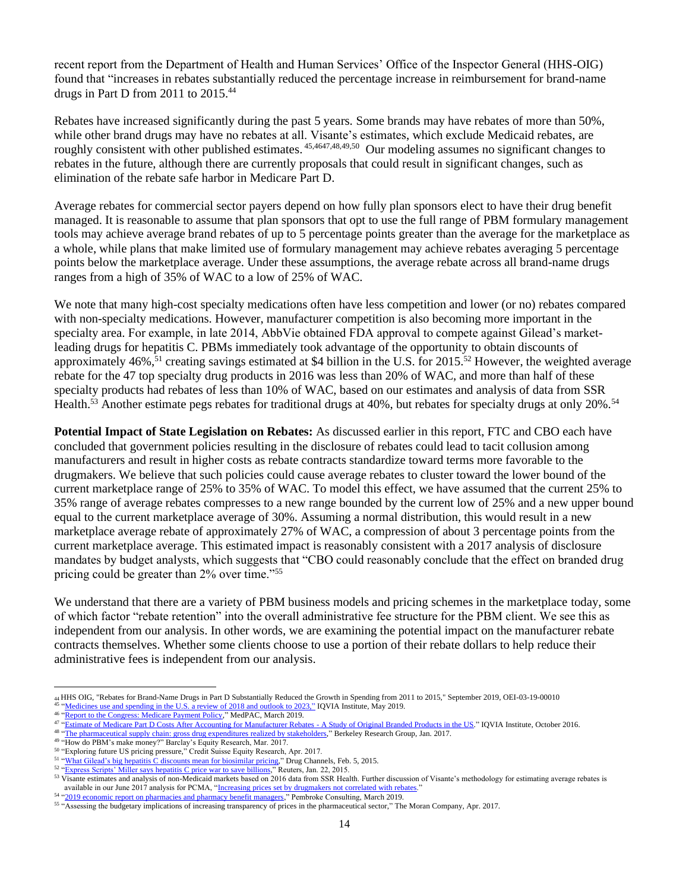recent report from the Department of Health and Human Services' Office of the Inspector General (HHS-OIG) found that "increases in rebates substantially reduced the percentage increase in reimbursement for brand-name drugs in Part D from 2011 to 2015.[44]

Rebates have increased significantly during the past 5 years. Some brands may have rebates of more than 50%, while other brand drugs may have no rebates at all. Visante's estimates, which exclude Medicaid rebates, are roughly consistent with other published estimates. [45,46,47,48,49,50] Our modeling assumes no significant changes to rebates in the future, although there are currently proposals that could result in significant changes, such as elimination of the rebate safe harbor in Medicare Part D.

Average rebates for commercial sector payers depend on how fully plan sponsors elect to have their drug benefit managed. It is reasonable to assume that plan sponsors that opt to use the full range of PBM formulary management tools may achieve average brand rebates of up to 5 percentage points greater than the average for the marketplace as a whole, while plans that make limited use of formulary management may achieve rebates averaging 5 percentage points below the marketplace average. Under these assumptions, the average rebate across all brand-name drugs ranges from a high of 35% of WAC to a low of 25% of WAC.

We note that many high-cost specialty medications often have less competition and lower (or no) rebates compared with non-specialty medications. However, manufacturer competition is also becoming more important in the specialty area. For example, in late 2014, AbbVie obtained FDA approval to compete against Gilead's market-leading drugs for hepatitis C. PBMs immediately took advantage of the opportunity to obtain discounts of approximately 46%,[51] creating savings estimated at $4 billion in the U.S. for 2015.[52] However, the weighted average rebate for the 47 top specialty drug products in 2016 was less than 20% of WAC, and more than half of these specialty products had rebates of less than 10% of WAC, based on our estimates and analysis of data from SSR Health.[53] Another estimate pegs rebates for traditional drugs at 40%, but rebates for specialty drugs at only 20%.[54]

**Potential Impact of State Legislation on Rebates:** As discussed earlier in this report, FTC and CBO each have concluded that government policies resulting in the disclosure of rebates could lead to tacit collusion among manufacturers and result in higher costs as rebate contracts standardize toward terms more favorable to the drugmakers. We believe that such policies could cause average rebates to cluster toward the lower bound of the current marketplace range of 25% to 35% of WAC. To model this effect, we have assumed that the current 25% to 35% range of average rebates compresses to a new range bounded by the current low of 25% and a new upper bound equal to the current marketplace average of 30%. Assuming a normal distribution, this would result in a new marketplace average rebate of approximately 27% of WAC, a compression of about 3 percentage points from the current marketplace average. This estimated impact is reasonably consistent with a 2017 analysis of disclosure mandates by budget analysts, which suggests that "CBO could reasonably conclude that the effect on branded drug pricing could be greater than 2% over time."[55]

We understand that there are a variety of PBM business models and pricing schemes in the marketplace today, some of which factor "rebate retention" into the overall administrative fee structure for the PBM client. We see this as independent from our analysis. In other words, we are examining the potential impact on the manufacturer rebate contracts themselves. Whether some clients choose to use a portion of their rebate dollars to help reduce their administrative fees is independent from our analysis.

---

[44] HHS OIG, "Rebates for Brand-Name Drugs in Part D Substantially Reduced the Growth in Spending from 2011 to 2015," September 2019, OEI-03-19-00010

[45] "Medicines use and spending in the U.S. a review of 2018 and outlook to 2023," IQVIA Institute, May 2019.

[46] "Report to the Congress: Medicare Payment Policy," MedPAC, March 2019.

[47] "Estimate of Medicare Part D Costs After Accounting for Manufacturer Rebates - A Study of Original Branded Products in the US." IQVIA Institute, October 2016.

[48] "The pharmaceutical supply chain: gross drug expenditures realized by stakeholders," Berkeley Research Group, Jan. 2017.

[49] "How do PBM's make money?" Barclay's Equity Research, Mar. 2017.

[50] "Exploring future US pricing pressure," Credit Suisse Equity Research, Apr. 2017.

[51] "What Gilead's big hepatitis C discounts mean for biosimilar pricing," Drug Channels, Feb. 5, 2015.

[52] "Express Scripts' Miller says hepatitis C price war to save billions," Reuters, Jan. 22, 2015.

[53] Visante estimates and analysis of non-Medicaid markets based on 2016 data from SSR Health. Further discussion of Visante's methodology for estimating average rebates is available in our June 2017 analysis for PCMA, "Increasing prices set by drugmakers not correlated with rebates."

[54] "2019 economic report on pharmacies and pharmacy benefit managers," Pembroke Consulting, March 2019.

[55] "Assessing the budgetary implications of increasing transparency of prices in the pharmaceutical sector," The Moran Company, Apr. 2017.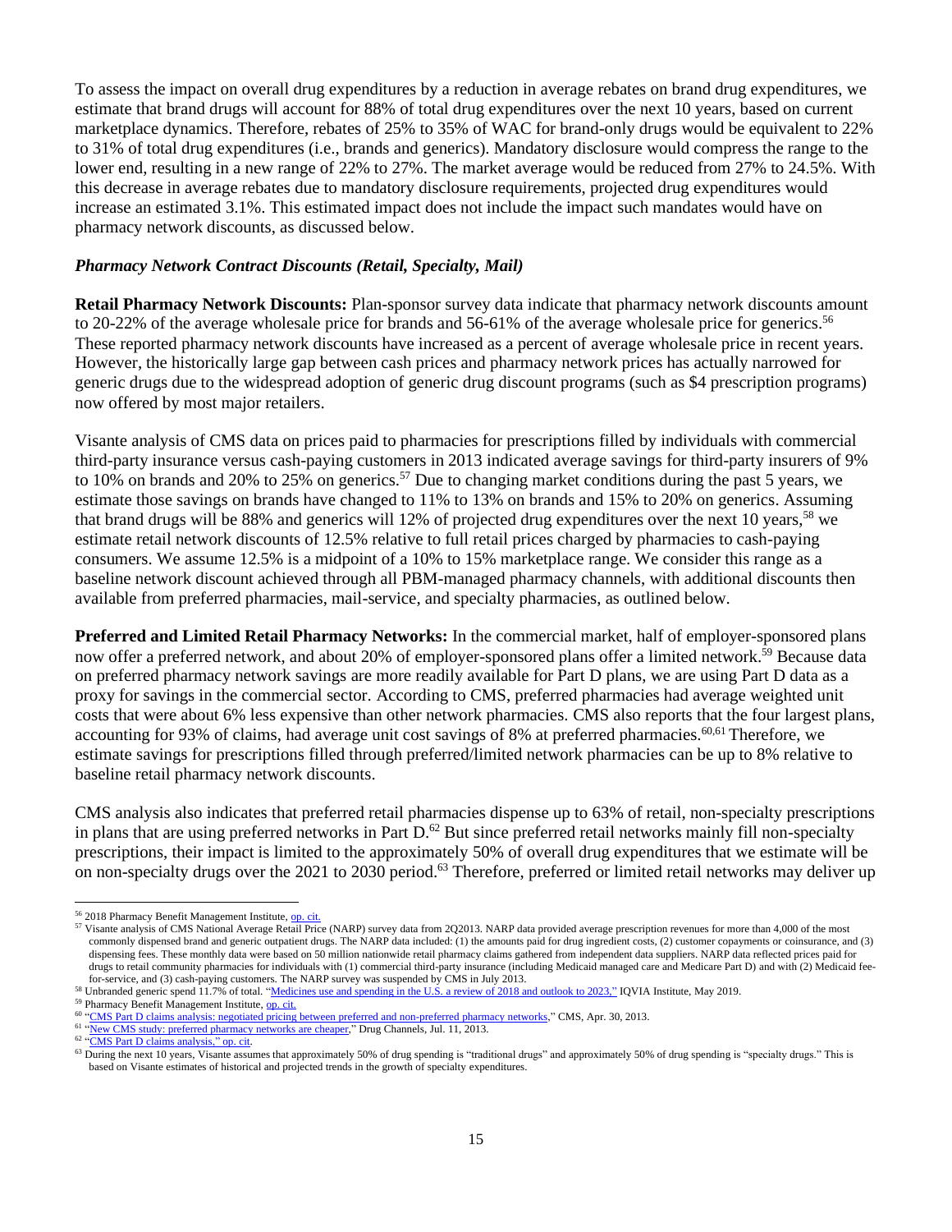To assess the impact on overall drug expenditures by a reduction in average rebates on brand drug expenditures, we estimate that brand drugs will account for 88% of total drug expenditures over the next 10 years, based on current marketplace dynamics. Therefore, rebates of 25% to 35% of WAC for brand-only drugs would be equivalent to 22% to 31% of total drug expenditures (i.e., brands and generics). Mandatory disclosure would compress the range to the lower end, resulting in a new range of 22% to 27%. The market average would be reduced from 27% to 24.5%. With this decrease in average rebates due to mandatory disclosure requirements, projected drug expenditures would increase an estimated 3.1%. This estimated impact does not include the impact such mandates would have on pharmacy network discounts, as discussed below.

### *Pharmacy Network Contract Discounts (Retail, Specialty, Mail)*

**Retail Pharmacy Network Discounts:** Plan-sponsor survey data indicate that pharmacy network discounts amount to 20-22% of the average wholesale price for brands and 56-61% of the average wholesale price for generics.[56] These reported pharmacy network discounts have increased as a percent of average wholesale price in recent years. However, the historically large gap between cash prices and pharmacy network prices has actually narrowed for generic drugs due to the widespread adoption of generic drug discount programs (such as $4 prescription programs) now offered by most major retailers.

Visante analysis of CMS data on prices paid to pharmacies for prescriptions filled by individuals with commercial third-party insurance versus cash-paying customers in 2013 indicated average savings for third-party insurers of 9% to 10% on brands and 20% to 25% on generics.[57] Due to changing market conditions during the past 5 years, we estimate those savings on brands have changed to 11% to 13% on brands and 15% to 20% on generics. Assuming that brand drugs will be 88% and generics will 12% of projected drug expenditures over the next 10 years,[58] we estimate retail network discounts of 12.5% relative to full retail prices charged by pharmacies to cash-paying consumers. We assume 12.5% is a midpoint of a 10% to 15% marketplace range. We consider this range as a baseline network discount achieved through all PBM-managed pharmacy channels, with additional discounts then available from preferred pharmacies, mail-service, and specialty pharmacies, as outlined below.

**Preferred and Limited Retail Pharmacy Networks:** In the commercial market, half of employer-sponsored plans now offer a preferred network, and about 20% of employer-sponsored plans offer a limited network.[59] Because data on preferred pharmacy network savings are more readily available for Part D plans, we are using Part D data as a proxy for savings in the commercial sector. According to CMS, preferred pharmacies had average weighted unit costs that were about 6% less expensive than other network pharmacies. CMS also reports that the four largest plans, accounting for 93% of claims, had average unit cost savings of 8% at preferred pharmacies.[60,61] Therefore, we estimate savings for prescriptions filled through preferred/limited network pharmacies can be up to 8% relative to baseline retail pharmacy network discounts.

CMS analysis also indicates that preferred retail pharmacies dispense up to 63% of retail, non-specialty prescriptions in plans that are using preferred networks in Part D.[62] But since preferred retail networks mainly fill non-specialty prescriptions, their impact is limited to the approximately 50% of overall drug expenditures that we estimate will be on non-specialty drugs over the 2021 to 2030 period.[63] Therefore, preferred or limited retail networks may deliver up

---

[56] 2018 Pharmacy Benefit Management Institute, op. cit.

[57] Visante analysis of CMS National Average Retail Price (NARP) survey data from 2Q2013. NARP data provided average prescription revenues for more than 4,000 of the most commonly dispensed brand and generic outpatient drugs. The NARP data included: (1) the amounts paid for drug ingredient costs, (2) customer copayments or coinsurance, and (3) dispensing fees. These monthly data were based on 50 million nationwide retail pharmacy claims gathered from independent data suppliers. NARP data reflected prices paid for drugs to retail community pharmacies for individuals with (1) commercial third-party insurance (including Medicaid managed care and Medicare Part D) and with (2) Medicaid fee-for-service, and (3) cash-paying customers. The NARP survey was suspended by CMS in July 2013.

[58] Unbranded generic spend 11.7% of total. "Medicines use and spending in the U.S. a review of 2018 and outlook to 2023," IQVIA Institute, May 2019.

[59] Pharmacy Benefit Management Institute, op. cit.

[60] "CMS Part D claims analysis: negotiated pricing between preferred and non-preferred pharmacy networks," CMS, Apr. 30, 2013.

[61] "New CMS study: preferred pharmacy networks are cheaper," Drug Channels, Jul. 11, 2013.

[62] "CMS Part D claims analysis," op. cit.

[63] During the next 10 years, Visante assumes that approximately 50% of drug spending is "traditional drugs" and approximately 50% of drug spending is "specialty drugs." This is based on Visante estimates of historical and projected trends in the growth of specialty expenditures.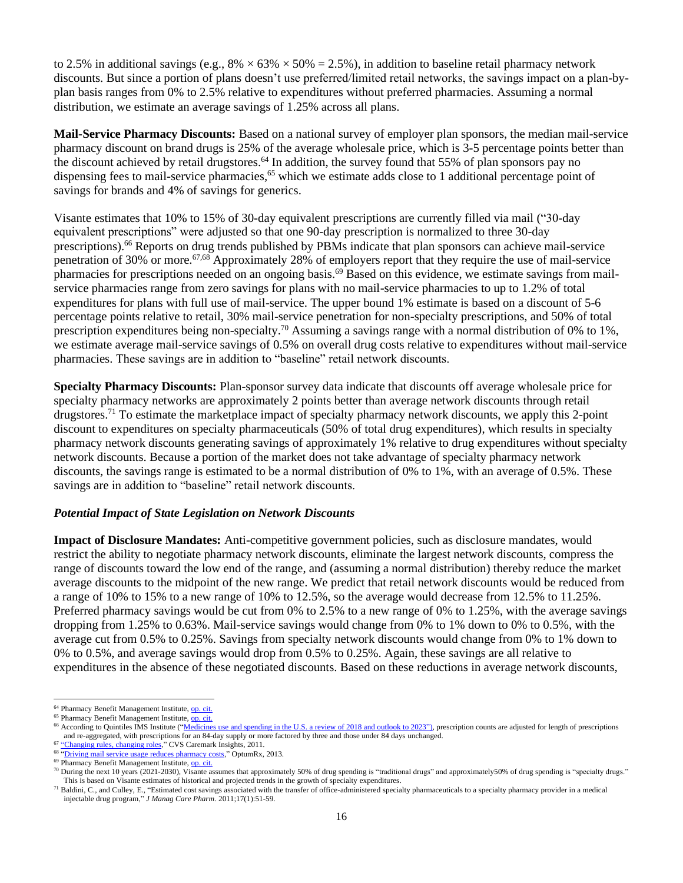to 2.5% in additional savings (e.g., 8% × 63% × 50% = 2.5%), in addition to baseline retail pharmacy network discounts. But since a portion of plans doesn't use preferred/limited retail networks, the savings impact on a plan-by-plan basis ranges from 0% to 2.5% relative to expenditures without preferred pharmacies. Assuming a normal distribution, we estimate an average savings of 1.25% across all plans.

**Mail-Service Pharmacy Discounts:** Based on a national survey of employer plan sponsors, the median mail-service pharmacy discount on brand drugs is 25% of the average wholesale price, which is 3-5 percentage points better than the discount achieved by retail drugstores.[64] In addition, the survey found that 55% of plan sponsors pay no dispensing fees to mail-service pharmacies,[65] which we estimate adds close to 1 additional percentage point of savings for brands and 4% of savings for generics.

Visante estimates that 10% to 15% of 30-day equivalent prescriptions are currently filled via mail ("30-day equivalent prescriptions" were adjusted so that one 90-day prescription is normalized to three 30-day prescriptions).[66] Reports on drug trends published by PBMs indicate that plan sponsors can achieve mail-service penetration of 30% or more.[67,68] Approximately 28% of employers report that they require the use of mail-service pharmacies for prescriptions needed on an ongoing basis.[69] Based on this evidence, we estimate savings from mail-service pharmacies range from zero savings for plans with no mail-service pharmacies to up to 1.2% of total expenditures for plans with full use of mail-service. The upper bound 1% estimate is based on a discount of 5-6 percentage points relative to retail, 30% mail-service penetration for non-specialty prescriptions, and 50% of total prescription expenditures being non-specialty.[70] Assuming a savings range with a normal distribution of 0% to 1%, we estimate average mail-service savings of 0.5% on overall drug costs relative to expenditures without mail-service pharmacies. These savings are in addition to "baseline" retail network discounts.

**Specialty Pharmacy Discounts:** Plan-sponsor survey data indicate that discounts off average wholesale price for specialty pharmacy networks are approximately 2 points better than average network discounts through retail drugstores.[71] To estimate the marketplace impact of specialty pharmacy network discounts, we apply this 2-point discount to expenditures on specialty pharmaceuticals (50% of total drug expenditures), which results in specialty pharmacy network discounts generating savings of approximately 1% relative to drug expenditures without specialty network discounts. Because a portion of the market does not take advantage of specialty pharmacy network discounts, the savings range is estimated to be a normal distribution of 0% to 1%, with an average of 0.5%. These savings are in addition to "baseline" retail network discounts.

### *Potential Impact of State Legislation on Network Discounts*

**Impact of Disclosure Mandates:** Anti-competitive government policies, such as disclosure mandates, would restrict the ability to negotiate pharmacy network discounts, eliminate the largest network discounts, compress the range of discounts toward the low end of the range, and (assuming a normal distribution) thereby reduce the market average discounts to the midpoint of the new range. We predict that retail network discounts would be reduced from a range of 10% to 15% to a new range of 10% to 12.5%, so the average would decrease from 12.5% to 11.25%. Preferred pharmacy savings would be cut from 0% to 2.5% to a new range of 0% to 1.25%, with the average savings dropping from 1.25% to 0.63%. Mail-service savings would change from 0% to 1% down to 0% to 0.5%, with the average cut from 0.5% to 0.25%. Savings from specialty network discounts would change from 0% to 1% down to 0% to 0.5%, and average savings would drop from 0.5% to 0.25%. Again, these savings are all relative to expenditures in the absence of these negotiated discounts. Based on these reductions in average network discounts,

---

[64] Pharmacy Benefit Management Institute, op. cit.

[65] Pharmacy Benefit Management Institute, op. cit.

[66] According to Quintiles IMS Institute ("Medicines use and spending in the U.S. a review of 2018 and outlook to 2023"), prescription counts are adjusted for length of prescriptions and re-aggregated, with prescriptions for an 84-day supply or more factored by three and those under 84 days unchanged.

[67] "Changing rules, changing roles," CVS Caremark Insights, 2011.

[68] "Driving mail service usage reduces pharmacy costs," OptumRx, 2013.

[69] Pharmacy Benefit Management Institute, op. cit.

[70] During the next 10 years (2021-2030), Visante assumes that approximately 50% of drug spending is "traditional drugs" and approximately50% of drug spending is "specialty drugs." This is based on Visante estimates of historical and projected trends in the growth of specialty expenditures.

[71] Baldini, C., and Culley, E., "Estimated cost savings associated with the transfer of office-administered specialty pharmaceuticals to a specialty pharmacy provider in a medical injectable drug program," *J Manag Care Pharm*. 2011;17(1):51-59.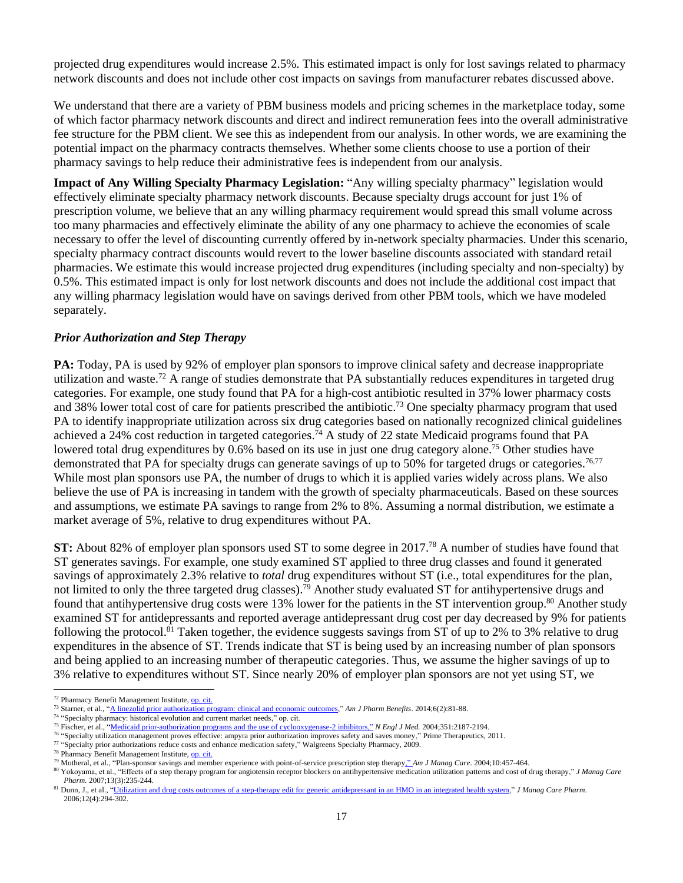projected drug expenditures would increase 2.5%. This estimated impact is only for lost savings related to pharmacy network discounts and does not include other cost impacts on savings from manufacturer rebates discussed above.

We understand that there are a variety of PBM business models and pricing schemes in the marketplace today, some of which factor pharmacy network discounts and direct and indirect remuneration fees into the overall administrative fee structure for the PBM client. We see this as independent from our analysis. In other words, we are examining the potential impact on the pharmacy contracts themselves. Whether some clients choose to use a portion of their pharmacy savings to help reduce their administrative fees is independent from our analysis.

**Impact of Any Willing Specialty Pharmacy Legislation:** "Any willing specialty pharmacy" legislation would effectively eliminate specialty pharmacy network discounts. Because specialty drugs account for just 1% of prescription volume, we believe that an any willing pharmacy requirement would spread this small volume across too many pharmacies and effectively eliminate the ability of any one pharmacy to achieve the economies of scale necessary to offer the level of discounting currently offered by in-network specialty pharmacies. Under this scenario, specialty pharmacy contract discounts would revert to the lower baseline discounts associated with standard retail pharmacies. We estimate this would increase projected drug expenditures (including specialty and non-specialty) by 0.5%. This estimated impact is only for lost network discounts and does not include the additional cost impact that any willing pharmacy legislation would have on savings derived from other PBM tools, which we have modeled separately.

### *Prior Authorization and Step Therapy*

**PA:** Today, PA is used by 92% of employer plan sponsors to improve clinical safety and decrease inappropriate utilization and waste.[72] A range of studies demonstrate that PA substantially reduces expenditures in targeted drug categories. For example, one study found that PA for a high-cost antibiotic resulted in 37% lower pharmacy costs and 38% lower total cost of care for patients prescribed the antibiotic.[73] One specialty pharmacy program that used PA to identify inappropriate utilization across six drug categories based on nationally recognized clinical guidelines achieved a 24% cost reduction in targeted categories.[74] A study of 22 state Medicaid programs found that PA lowered total drug expenditures by 0.6% based on its use in just one drug category alone.[75] Other studies have demonstrated that PA for specialty drugs can generate savings of up to 50% for targeted drugs or categories.[76,77] While most plan sponsors use PA, the number of drugs to which it is applied varies widely across plans. We also believe the use of PA is increasing in tandem with the growth of specialty pharmaceuticals. Based on these sources and assumptions, we estimate PA savings to range from 2% to 8%. Assuming a normal distribution, we estimate a market average of 5%, relative to drug expenditures without PA.

**ST:** About 82% of employer plan sponsors used ST to some degree in 2017.[78] A number of studies have found that ST generates savings. For example, one study examined ST applied to three drug classes and found it generated savings of approximately 2.3% relative to *total* drug expenditures without ST (i.e., total expenditures for the plan, not limited to only the three targeted drug classes).[79] Another study evaluated ST for antihypertensive drugs and found that antihypertensive drug costs were 13% lower for the patients in the ST intervention group.[80] Another study examined ST for antidepressants and reported average antidepressant drug cost per day decreased by 9% for patients following the protocol.[81] Taken together, the evidence suggests savings from ST of up to 2% to 3% relative to drug expenditures in the absence of ST. Trends indicate that ST is being used by an increasing number of plan sponsors and being applied to an increasing number of therapeutic categories. Thus, we assume the higher savings of up to 3% relative to expenditures without ST. Since nearly 20% of employer plan sponsors are not yet using ST, we

---

[72] Pharmacy Benefit Management Institute, op. cit.

[73] Starner, et al., "A linezolid prior authorization program: clinical and economic outcomes," *Am J Pharm Benefits*. 2014;6(2):81-88.

[74] "Specialty pharmacy: historical evolution and current market needs," op. cit.

[75] Fischer, et al., "Medicaid prior-authorization programs and the use of cyclooxygenase-2 inhibitors," *N Engl J Med.* 2004;351:2187-2194.

[76] "Specialty utilization management proves effective: ampyra prior authorization improves safety and saves money," Prime Therapeutics, 2011.

[77] "Specialty prior authorizations reduce costs and enhance medication safety," Walgreens Specialty Pharmacy, 2009.

[78] Pharmacy Benefit Management Institute, op. cit.

[79] Motheral, et al., "Plan-sponsor savings and member experience with point-of-service prescription step therapy," *Am J Manag Care*. 2004;10:457-464.

[80] Yokoyama, et al., "Effects of a step therapy program for angiotensin receptor blockers on antihypertensive medication utilization patterns and cost of drug therapy," *J Manag Care Pharm.* 2007;13(3):235-244.

[81] Dunn, J., et al., "Utilization and drug costs outcomes of a step-therapy edit for generic antidepressant in an HMO in an integrated health system," *J Manag Care Pharm.* 2006;12(4):294-302.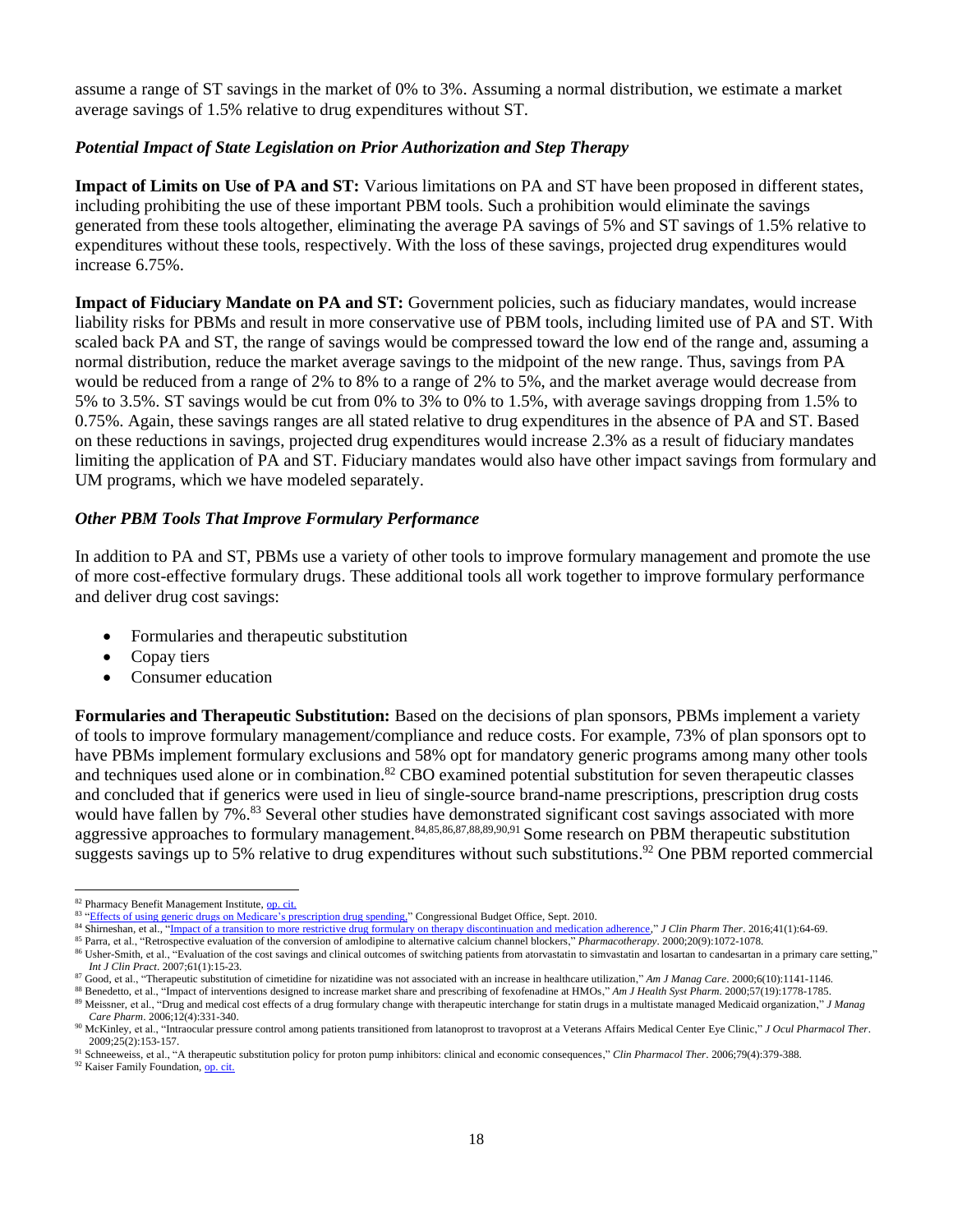assume a range of ST savings in the market of 0% to 3%. Assuming a normal distribution, we estimate a market average savings of 1.5% relative to drug expenditures without ST.

### *Potential Impact of State Legislation on Prior Authorization and Step Therapy*

**Impact of Limits on Use of PA and ST:** Various limitations on PA and ST have been proposed in different states, including prohibiting the use of these important PBM tools. Such a prohibition would eliminate the savings generated from these tools altogether, eliminating the average PA savings of 5% and ST savings of 1.5% relative to expenditures without these tools, respectively. With the loss of these savings, projected drug expenditures would increase 6.75%.

**Impact of Fiduciary Mandate on PA and ST:** Government policies, such as fiduciary mandates, would increase liability risks for PBMs and result in more conservative use of PBM tools, including limited use of PA and ST. With scaled back PA and ST, the range of savings would be compressed toward the low end of the range and, assuming a normal distribution, reduce the market average savings to the midpoint of the new range. Thus, savings from PA would be reduced from a range of 2% to 8% to a range of 2% to 5%, and the market average would decrease from 5% to 3.5%. ST savings would be cut from 0% to 3% to 0% to 1.5%, with average savings dropping from 1.5% to 0.75%. Again, these savings ranges are all stated relative to drug expenditures in the absence of PA and ST. Based on these reductions in savings, projected drug expenditures would increase 2.3% as a result of fiduciary mandates limiting the application of PA and ST. Fiduciary mandates would also have other impact savings from formulary and UM programs, which we have modeled separately.

### *Other PBM Tools That Improve Formulary Performance*

In addition to PA and ST, PBMs use a variety of other tools to improve formulary management and promote the use of more cost-effective formulary drugs. These additional tools all work together to improve formulary performance and deliver drug cost savings:

- Formularies and therapeutic substitution
- Copay tiers
- Consumer education

**Formularies and Therapeutic Substitution:** Based on the decisions of plan sponsors, PBMs implement a variety of tools to improve formulary management/compliance and reduce costs. For example, 73% of plan sponsors opt to have PBMs implement formulary exclusions and 58% opt for mandatory generic programs among many other tools and techniques used alone or in combination.[82] CBO examined potential substitution for seven therapeutic classes and concluded that if generics were used in lieu of single-source brand-name prescriptions, prescription drug costs would have fallen by 7%.[83] Several other studies have demonstrated significant cost savings associated with more aggressive approaches to formulary management.[84,85,86,87,88,89,90,91] Some research on PBM therapeutic substitution suggests savings up to 5% relative to drug expenditures without such substitutions.[92] One PBM reported commercial

---

[82] Pharmacy Benefit Management Institute, op. cit.

[83] "Effects of using generic drugs on Medicare's prescription drug spending," Congressional Budget Office, Sept. 2010.

[84] Shirneshan, et al., "Impact of a transition to more restrictive drug formulary on therapy discontinuation and medication adherence," *J Clin Pharm Ther*. 2016;41(1):64-69.

[85] Parra, et al., "Retrospective evaluation of the conversion of amlodipine to alternative calcium channel blockers," *Pharmacotherapy*. 2000;20(9):1072-1078.

[86] Usher-Smith, et al., "Evaluation of the cost savings and clinical outcomes of switching patients from atorvastatin to simvastatin and losartan to candesartan in a primary care setting," *Int J Clin Pract*. 2007;61(1):15-23.

[87] Good, et al., "Therapeutic substitution of cimetidine for nizatidine was not associated with an increase in healthcare utilization," *Am J Manag Care*. 2000;6(10):1141-1146.

[88] Benedetto, et al., "Impact of interventions designed to increase market share and prescribing of fexofenadine at HMOs," *Am J Health Syst Pharm*. 2000;57(19):1778-1785.

[89] Meissner, et al., "Drug and medical cost effects of a drug formulary change with therapeutic interchange for statin drugs in a multistate managed Medicaid organization," *J Manag Care Pharm*. 2006;12(4):331-340.

[90] McKinley, et al., "Intraocular pressure control among patients transitioned from latanoprost to travoprost at a Veterans Affairs Medical Center Eye Clinic," *J Ocul Pharmacol Ther*. 2009;25(2):153-157.

[91] Schneeweiss, et al., "A therapeutic substitution policy for proton pump inhibitors: clinical and economic consequences," *Clin Pharmacol Ther*. 2006;79(4):379-388.

[92] Kaiser Family Foundation, op. cit.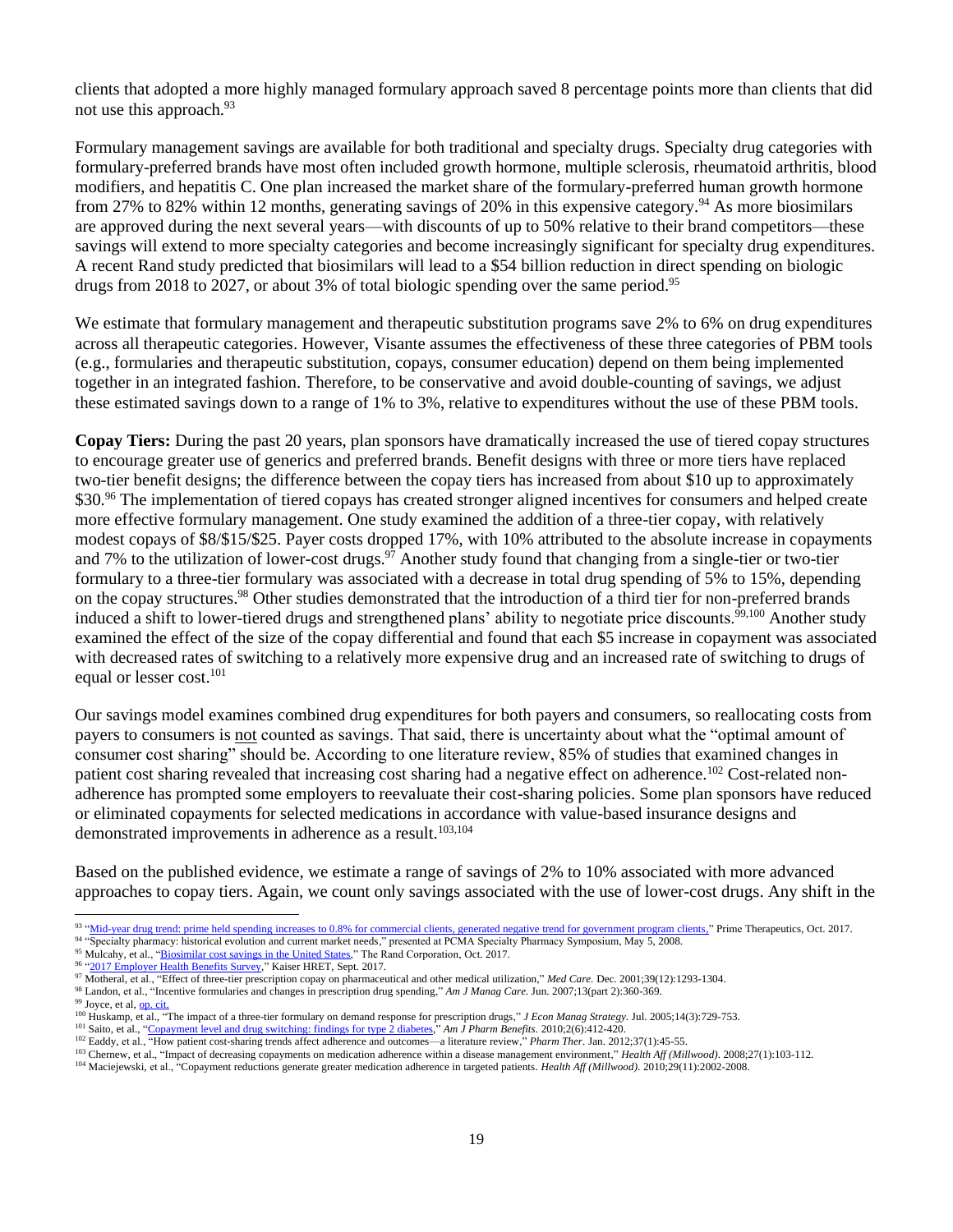clients that adopted a more highly managed formulary approach saved 8 percentage points more than clients that did not use this approach.[93]

Formulary management savings are available for both traditional and specialty drugs. Specialty drug categories with formulary-preferred brands have most often included growth hormone, multiple sclerosis, rheumatoid arthritis, blood modifiers, and hepatitis C. One plan increased the market share of the formulary-preferred human growth hormone from 27% to 82% within 12 months, generating savings of 20% in this expensive category.[94] As more biosimilars are approved during the next several years—with discounts of up to 50% relative to their brand competitors—these savings will extend to more specialty categories and become increasingly significant for specialty drug expenditures. A recent Rand study predicted that biosimilars will lead to a $54 billion reduction in direct spending on biologic drugs from 2018 to 2027, or about 3% of total biologic spending over the same period.[95]

We estimate that formulary management and therapeutic substitution programs save 2% to 6% on drug expenditures across all therapeutic categories. However, Visante assumes the effectiveness of these three categories of PBM tools (e.g., formularies and therapeutic substitution, copays, consumer education) depend on them being implemented together in an integrated fashion. Therefore, to be conservative and avoid double-counting of savings, we adjust these estimated savings down to a range of 1% to 3%, relative to expenditures without the use of these PBM tools.

**Copay Tiers:** During the past 20 years, plan sponsors have dramatically increased the use of tiered copay structures to encourage greater use of generics and preferred brands. Benefit designs with three or more tiers have replaced two-tier benefit designs; the difference between the copay tiers has increased from about $10 up to approximately $30.[96] The implementation of tiered copays has created stronger aligned incentives for consumers and helped create more effective formulary management. One study examined the addition of a three-tier copay, with relatively modest copays of $8/$15/$25. Payer costs dropped 17%, with 10% attributed to the absolute increase in copayments and 7% to the utilization of lower-cost drugs.[97] Another study found that changing from a single-tier or two-tier formulary to a three-tier formulary was associated with a decrease in total drug spending of 5% to 15%, depending on the copay structures.[98] Other studies demonstrated that the introduction of a third tier for non-preferred brands induced a shift to lower-tiered drugs and strengthened plans' ability to negotiate price discounts.[99,100] Another study examined the effect of the size of the copay differential and found that each $5 increase in copayment was associated with decreased rates of switching to a relatively more expensive drug and an increased rate of switching to drugs of equal or lesser cost.[101]

Our savings model examines combined drug expenditures for both payers and consumers, so reallocating costs from payers to consumers is not counted as savings. That said, there is uncertainty about what the "optimal amount of consumer cost sharing" should be. According to one literature review, 85% of studies that examined changes in patient cost sharing revealed that increasing cost sharing had a negative effect on adherence.[102] Cost-related non-adherence has prompted some employers to reevaluate their cost-sharing policies. Some plan sponsors have reduced or eliminated copayments for selected medications in accordance with value-based insurance designs and demonstrated improvements in adherence as a result.[103,104]

Based on the published evidence, we estimate a range of savings of 2% to 10% associated with more advanced approaches to copay tiers. Again, we count only savings associated with the use of lower-cost drugs. Any shift in the

---

[93] "Mid-year drug trend: prime held spending increases to 0.8% for commercial clients, generated negative trend for government program clients," Prime Therapeutics, Oct. 2017.
[94] "Specialty pharmacy: historical evolution and current market needs," presented at PCMA Specialty Pharmacy Symposium, May 5, 2008.
[95] Mulcahy, et al., "Biosimilar cost savings in the United States," The Rand Corporation, Oct. 2017.
[96] "2017 Employer Health Benefits Survey," Kaiser HRET, Sept. 2017.
[97] Motheral, et al., "Effect of three-tier prescription copay on pharmaceutical and other medical utilization," *Med Care*. Dec. 2001;39(12):1293-1304.
[98] Landon, et al., "Incentive formularies and changes in prescription drug spending," *Am J Manag Care*. Jun. 2007;13(part 2):360-369.
[99] Joyce, et al, op. cit.
[100] Huskamp, et al., "The impact of a three-tier formulary on demand response for prescription drugs," *J Econ Manag Strategy*. Jul. 2005;14(3):729-753.
[101] Saito, et al., "Copayment level and drug switching: findings for type 2 diabetes," *Am J Pharm Benefits*. 2010;2(6):412-420.
[102] Eaddy, et al., "How patient cost-sharing trends affect adherence and outcomes—a literature review," *Pharm Ther*. Jan. 2012;37(1):45-55.
[103] Chernew, et al., "Impact of decreasing copayments on medication adherence within a disease management environment," *Health Aff (Millwood)*. 2008;27(1):103-112.
[104] Maciejewski, et al., "Copayment reductions generate greater medication adherence in targeted patients. *Health Aff (Millwood)*. 2010;29(11):2002-2008.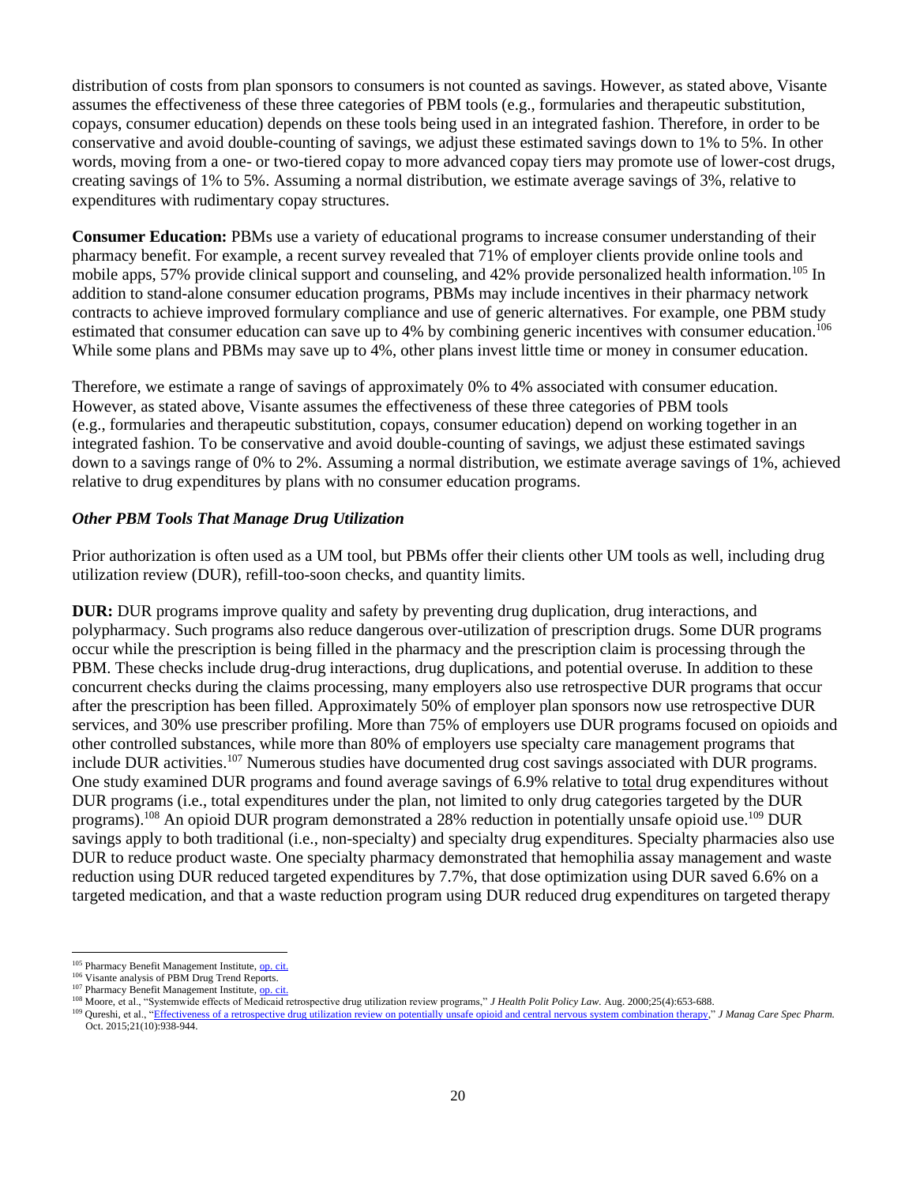distribution of costs from plan sponsors to consumers is not counted as savings. However, as stated above, Visante assumes the effectiveness of these three categories of PBM tools (e.g., formularies and therapeutic substitution, copays, consumer education) depends on these tools being used in an integrated fashion. Therefore, in order to be conservative and avoid double-counting of savings, we adjust these estimated savings down to 1% to 5%. In other words, moving from a one- or two-tiered copay to more advanced copay tiers may promote use of lower-cost drugs, creating savings of 1% to 5%. Assuming a normal distribution, we estimate average savings of 3%, relative to expenditures with rudimentary copay structures.

**Consumer Education:** PBMs use a variety of educational programs to increase consumer understanding of their pharmacy benefit. For example, a recent survey revealed that 71% of employer clients provide online tools and mobile apps, 57% provide clinical support and counseling, and 42% provide personalized health information.[105] In addition to stand-alone consumer education programs, PBMs may include incentives in their pharmacy network contracts to achieve improved formulary compliance and use of generic alternatives. For example, one PBM study estimated that consumer education can save up to 4% by combining generic incentives with consumer education.[106] While some plans and PBMs may save up to 4%, other plans invest little time or money in consumer education.

Therefore, we estimate a range of savings of approximately 0% to 4% associated with consumer education. However, as stated above, Visante assumes the effectiveness of these three categories of PBM tools (e.g., formularies and therapeutic substitution, copays, consumer education) depend on working together in an integrated fashion. To be conservative and avoid double-counting of savings, we adjust these estimated savings down to a savings range of 0% to 2%. Assuming a normal distribution, we estimate average savings of 1%, achieved relative to drug expenditures by plans with no consumer education programs.

### *Other PBM Tools That Manage Drug Utilization*

Prior authorization is often used as a UM tool, but PBMs offer their clients other UM tools as well, including drug utilization review (DUR), refill-too-soon checks, and quantity limits.

**DUR:** DUR programs improve quality and safety by preventing drug duplication, drug interactions, and polypharmacy. Such programs also reduce dangerous over-utilization of prescription drugs. Some DUR programs occur while the prescription is being filled in the pharmacy and the prescription claim is processing through the PBM. These checks include drug-drug interactions, drug duplications, and potential overuse. In addition to these concurrent checks during the claims processing, many employers also use retrospective DUR programs that occur after the prescription has been filled. Approximately 50% of employer plan sponsors now use retrospective DUR services, and 30% use prescriber profiling. More than 75% of employers use DUR programs focused on opioids and other controlled substances, while more than 80% of employers use specialty care management programs that include DUR activities.[107] Numerous studies have documented drug cost savings associated with DUR programs. One study examined DUR programs and found average savings of 6.9% relative to <u>total</u> drug expenditures without DUR programs (i.e., total expenditures under the plan, not limited to only drug categories targeted by the DUR programs).[108] An opioid DUR program demonstrated a 28% reduction in potentially unsafe opioid use.[109] DUR savings apply to both traditional (i.e., non-specialty) and specialty drug expenditures. Specialty pharmacies also use DUR to reduce product waste. One specialty pharmacy demonstrated that hemophilia assay management and waste reduction using DUR reduced targeted expenditures by 7.7%, that dose optimization using DUR saved 6.6% on a targeted medication, and that a waste reduction program using DUR reduced drug expenditures on targeted therapy

---

[105] Pharmacy Benefit Management Institute, op. cit.

[106] Visante analysis of PBM Drug Trend Reports.

[107] Pharmacy Benefit Management Institute, op. cit.

[108] Moore, et al., "Systemwide effects of Medicaid retrospective drug utilization review programs," *J Health Polit Policy Law.* Aug. 2000;25(4):653-688.

[109] Qureshi, et al., "Effectiveness of a retrospective drug utilization review on potentially unsafe opioid and central nervous system combination therapy," *J Manag Care Spec Pharm.* Oct. 2015;21(10):938-944.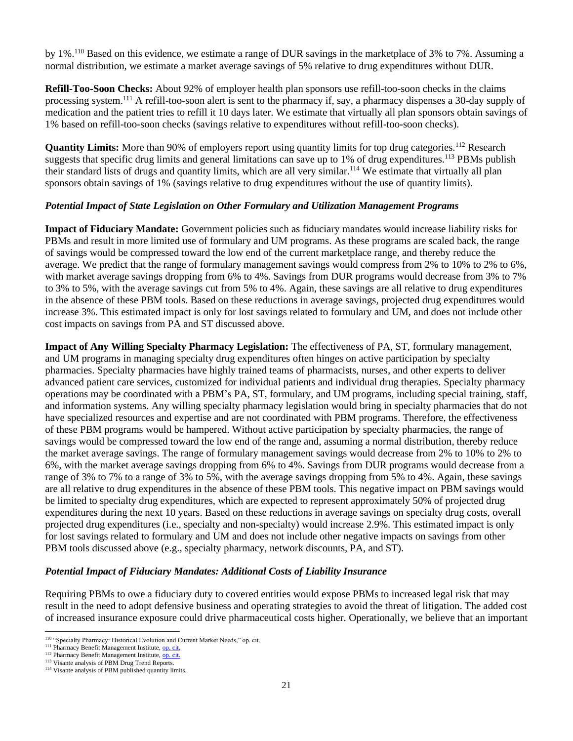by 1%.[110] Based on this evidence, we estimate a range of DUR savings in the marketplace of 3% to 7%. Assuming a normal distribution, we estimate a market average savings of 5% relative to drug expenditures without DUR.

**Refill-Too-Soon Checks:** About 92% of employer health plan sponsors use refill-too-soon checks in the claims processing system.[111] A refill-too-soon alert is sent to the pharmacy if, say, a pharmacy dispenses a 30-day supply of medication and the patient tries to refill it 10 days later. We estimate that virtually all plan sponsors obtain savings of 1% based on refill-too-soon checks (savings relative to expenditures without refill-too-soon checks).

**Quantity Limits:** More than 90% of employers report using quantity limits for top drug categories.[112] Research suggests that specific drug limits and general limitations can save up to 1% of drug expenditures.[113] PBMs publish their standard lists of drugs and quantity limits, which are all very similar.[114] We estimate that virtually all plan sponsors obtain savings of 1% (savings relative to drug expenditures without the use of quantity limits).

### *Potential Impact of State Legislation on Other Formulary and Utilization Management Programs*

**Impact of Fiduciary Mandate:** Government policies such as fiduciary mandates would increase liability risks for PBMs and result in more limited use of formulary and UM programs. As these programs are scaled back, the range of savings would be compressed toward the low end of the current marketplace range, and thereby reduce the average. We predict that the range of formulary management savings would compress from 2% to 10% to 2% to 6%, with market average savings dropping from 6% to 4%. Savings from DUR programs would decrease from 3% to 7% to 3% to 5%, with the average savings cut from 5% to 4%. Again, these savings are all relative to drug expenditures in the absence of these PBM tools. Based on these reductions in average savings, projected drug expenditures would increase 3%. This estimated impact is only for lost savings related to formulary and UM, and does not include other cost impacts on savings from PA and ST discussed above.

**Impact of Any Willing Specialty Pharmacy Legislation:** The effectiveness of PA, ST, formulary management, and UM programs in managing specialty drug expenditures often hinges on active participation by specialty pharmacies. Specialty pharmacies have highly trained teams of pharmacists, nurses, and other experts to deliver advanced patient care services, customized for individual patients and individual drug therapies. Specialty pharmacy operations may be coordinated with a PBM's PA, ST, formulary, and UM programs, including special training, staff, and information systems. Any willing specialty pharmacy legislation would bring in specialty pharmacies that do not have specialized resources and expertise and are not coordinated with PBM programs. Therefore, the effectiveness of these PBM programs would be hampered. Without active participation by specialty pharmacies, the range of savings would be compressed toward the low end of the range and, assuming a normal distribution, thereby reduce the market average savings. The range of formulary management savings would decrease from 2% to 10% to 2% to 6%, with the market average savings dropping from 6% to 4%. Savings from DUR programs would decrease from a range of 3% to 7% to a range of 3% to 5%, with the average savings dropping from 5% to 4%. Again, these savings are all relative to drug expenditures in the absence of these PBM tools. This negative impact on PBM savings would be limited to specialty drug expenditures, which are expected to represent approximately 50% of projected drug expenditures during the next 10 years. Based on these reductions in average savings on specialty drug costs, overall projected drug expenditures (i.e., specialty and non-specialty) would increase 2.9%. This estimated impact is only for lost savings related to formulary and UM and does not include other negative impacts on savings from other PBM tools discussed above (e.g., specialty pharmacy, network discounts, PA, and ST).

### *Potential Impact of Fiduciary Mandates: Additional Costs of Liability Insurance*

Requiring PBMs to owe a fiduciary duty to covered entities would expose PBMs to increased legal risk that may result in the need to adopt defensive business and operating strategies to avoid the threat of litigation. The added cost of increased insurance exposure could drive pharmaceutical costs higher. Operationally, we believe that an important

---

[110] "Specialty Pharmacy: Historical Evolution and Current Market Needs," op. cit.
[111] Pharmacy Benefit Management Institute, op. cit.
[112] Pharmacy Benefit Management Institute, op. cit.
[113] Visante analysis of PBM Drug Trend Reports.
[114] Visante analysis of PBM published quantity limits.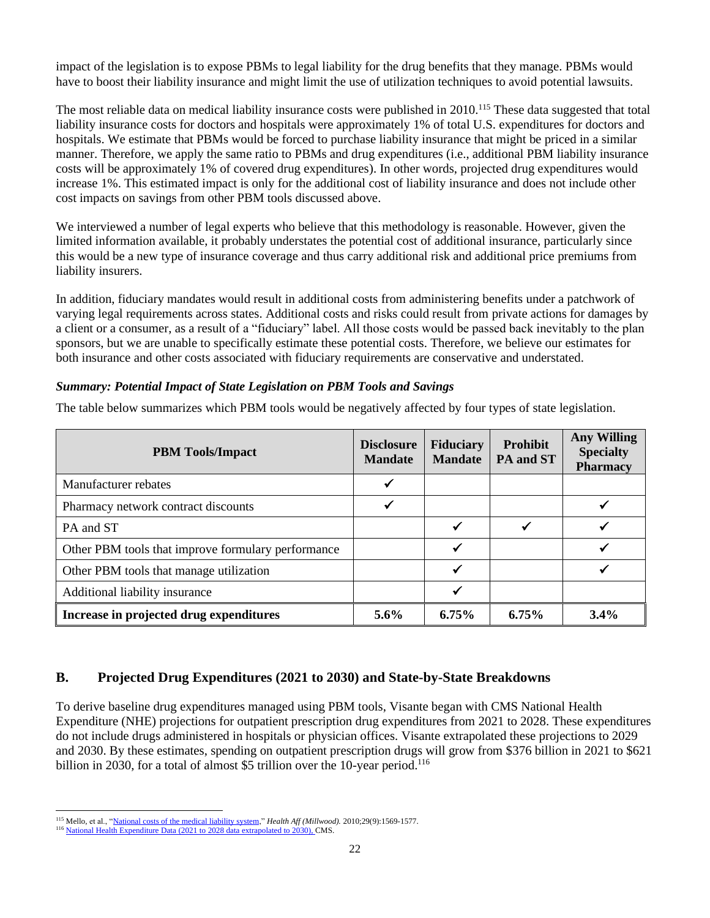impact of the legislation is to expose PBMs to legal liability for the drug benefits that they manage. PBMs would have to boost their liability insurance and might limit the use of utilization techniques to avoid potential lawsuits.

The most reliable data on medical liability insurance costs were published in 2010.[115] These data suggested that total liability insurance costs for doctors and hospitals were approximately 1% of total U.S. expenditures for doctors and hospitals. We estimate that PBMs would be forced to purchase liability insurance that might be priced in a similar manner. Therefore, we apply the same ratio to PBMs and drug expenditures (i.e., additional PBM liability insurance costs will be approximately 1% of covered drug expenditures). In other words, projected drug expenditures would increase 1%. This estimated impact is only for the additional cost of liability insurance and does not include other cost impacts on savings from other PBM tools discussed above.

We interviewed a number of legal experts who believe that this methodology is reasonable. However, given the limited information available, it probably understates the potential cost of additional insurance, particularly since this would be a new type of insurance coverage and thus carry additional risk and additional price premiums from liability insurers.

In addition, fiduciary mandates would result in additional costs from administering benefits under a patchwork of varying legal requirements across states. Additional costs and risks could result from private actions for damages by a client or a consumer, as a result of a "fiduciary" label. All those costs would be passed back inevitably to the plan sponsors, but we are unable to specifically estimate these potential costs. Therefore, we believe our estimates for both insurance and other costs associated with fiduciary requirements are conservative and understated.

***Summary: Potential Impact of State Legislation on PBM Tools and Savings***

The table below summarizes which PBM tools would be negatively affected by four types of state legislation.

| PBM Tools/Impact | Disclosure Mandate | Fiduciary Mandate | Prohibit PA and ST | Any Willing Specialty Pharmacy |
|---|---|---|---|---|
| Manufacturer rebates | ✓ | | | |
| Pharmacy network contract discounts | ✓ | | | ✓ |
| PA and ST | | ✓ | ✓ | ✓ |
| Other PBM tools that improve formulary performance | | ✓ | | ✓ |
| Other PBM tools that manage utilization | | ✓ | | ✓ |
| Additional liability insurance | | ✓ | | |
| **Increase in projected drug expenditures** | **5.6%** | **6.75%** | **6.75%** | **3.4%** |

## B. Projected Drug Expenditures (2021 to 2030) and State-by-State Breakdowns

To derive baseline drug expenditures managed using PBM tools, Visante began with CMS National Health Expenditure (NHE) projections for outpatient prescription drug expenditures from 2021 to 2028. These expenditures do not include drugs administered in hospitals or physician offices. Visante extrapolated these projections to 2029 and 2030. By these estimates, spending on outpatient prescription drugs will grow from $376 billion in 2021 to $621 billion in 2030, for a total of almost $5 trillion over the 10-year period.[116]

[115] Mello, et al., "National costs of the medical liability system," *Health Aff (Millwood).* 2010;29(9):1569-1577.

[116] National Health Expenditure Data (2021 to 2028 data extrapolated to 2030), CMS.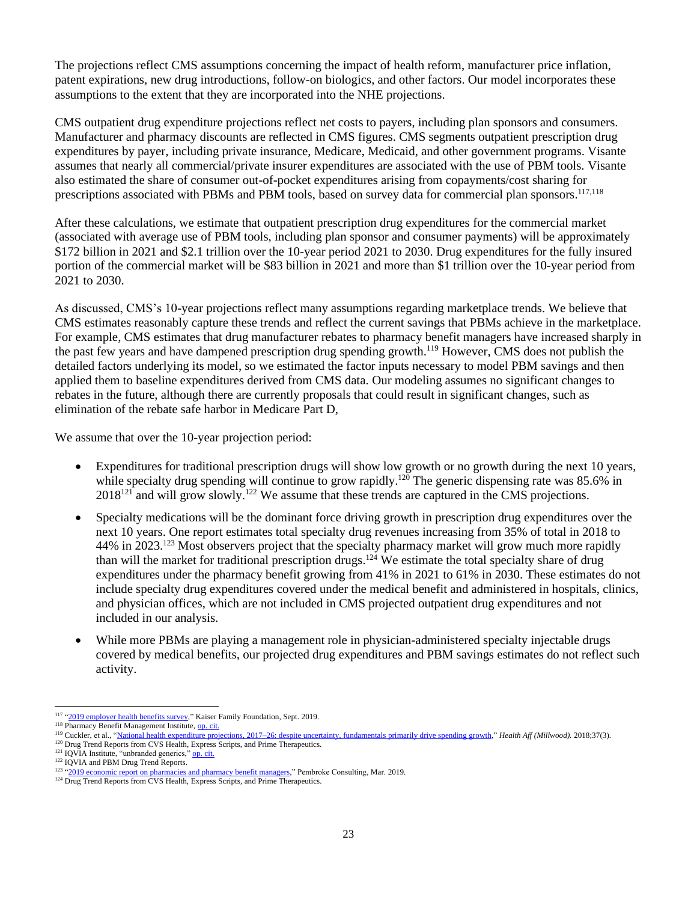The projections reflect CMS assumptions concerning the impact of health reform, manufacturer price inflation, patent expirations, new drug introductions, follow-on biologics, and other factors. Our model incorporates these assumptions to the extent that they are incorporated into the NHE projections.

CMS outpatient drug expenditure projections reflect net costs to payers, including plan sponsors and consumers. Manufacturer and pharmacy discounts are reflected in CMS figures. CMS segments outpatient prescription drug expenditures by payer, including private insurance, Medicare, Medicaid, and other government programs. Visante assumes that nearly all commercial/private insurer expenditures are associated with the use of PBM tools. Visante also estimated the share of consumer out-of-pocket expenditures arising from copayments/cost sharing for prescriptions associated with PBMs and PBM tools, based on survey data for commercial plan sponsors.[117,118]

After these calculations, we estimate that outpatient prescription drug expenditures for the commercial market (associated with average use of PBM tools, including plan sponsor and consumer payments) will be approximately $172 billion in 2021 and $2.1 trillion over the 10-year period 2021 to 2030. Drug expenditures for the fully insured portion of the commercial market will be $83 billion in 2021 and more than $1 trillion over the 10-year period from 2021 to 2030.

As discussed, CMS's 10-year projections reflect many assumptions regarding marketplace trends. We believe that CMS estimates reasonably capture these trends and reflect the current savings that PBMs achieve in the marketplace. For example, CMS estimates that drug manufacturer rebates to pharmacy benefit managers have increased sharply in the past few years and have dampened prescription drug spending growth.[119] However, CMS does not publish the detailed factors underlying its model, so we estimated the factor inputs necessary to model PBM savings and then applied them to baseline expenditures derived from CMS data. Our modeling assumes no significant changes to rebates in the future, although there are currently proposals that could result in significant changes, such as elimination of the rebate safe harbor in Medicare Part D,

We assume that over the 10-year projection period:

- Expenditures for traditional prescription drugs will show low growth or no growth during the next 10 years, while specialty drug spending will continue to grow rapidly.[120] The generic dispensing rate was 85.6% in 2018[121] and will grow slowly.[122] We assume that these trends are captured in the CMS projections.
- Specialty medications will be the dominant force driving growth in prescription drug expenditures over the next 10 years. One report estimates total specialty drug revenues increasing from 35% of total in 2018 to 44% in 2023.[123] Most observers project that the specialty pharmacy market will grow much more rapidly than will the market for traditional prescription drugs.[124] We estimate the total specialty share of drug expenditures under the pharmacy benefit growing from 41% in 2021 to 61% in 2030. These estimates do not include specialty drug expenditures covered under the medical benefit and administered in hospitals, clinics, and physician offices, which are not included in CMS projected outpatient drug expenditures and not included in our analysis.
- While more PBMs are playing a management role in physician-administered specialty injectable drugs covered by medical benefits, our projected drug expenditures and PBM savings estimates do not reflect such activity.

---

[117] "2019 employer health benefits survey," Kaiser Family Foundation, Sept. 2019.

[118] Pharmacy Benefit Management Institute, op. cit.

[119] Cuckler, et al., "National health expenditure projections, 2017–26: despite uncertainty, fundamentals primarily drive spending growth," *Health Aff (Millwood).* 2018;37(3).

[120] Drug Trend Reports from CVS Health, Express Scripts, and Prime Therapeutics.

[121] IQVIA Institute, "unbranded generics," op. cit.

[122] IQVIA and PBM Drug Trend Reports.

[123] "2019 economic report on pharmacies and pharmacy benefit managers," Pembroke Consulting, Mar. 2019.

[124] Drug Trend Reports from CVS Health, Express Scripts, and Prime Therapeutics.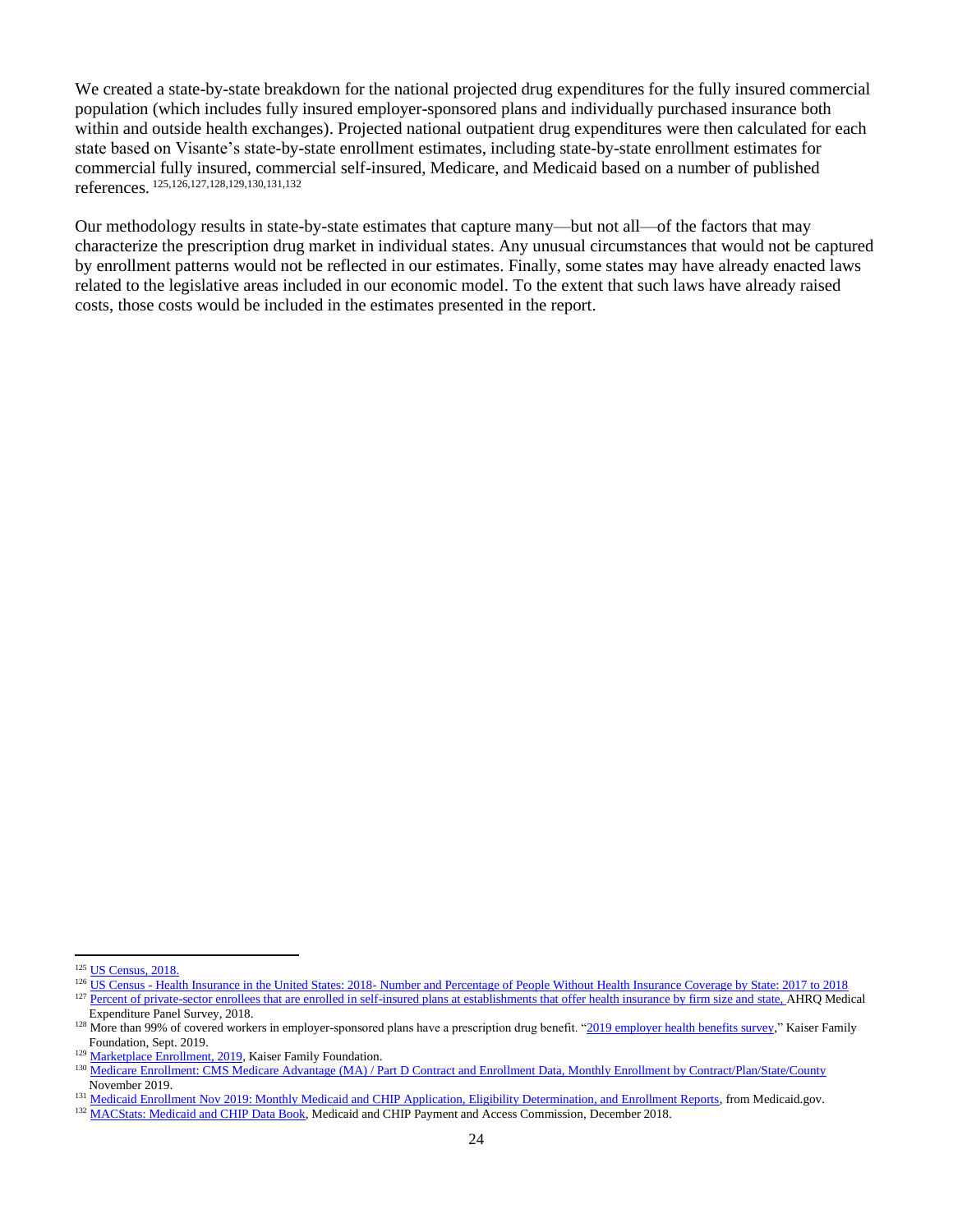We created a state-by-state breakdown for the national projected drug expenditures for the fully insured commercial population (which includes fully insured employer-sponsored plans and individually purchased insurance both within and outside health exchanges). Projected national outpatient drug expenditures were then calculated for each state based on Visante's state-by-state enrollment estimates, including state-by-state enrollment estimates for commercial fully insured, commercial self-insured, Medicare, and Medicaid based on a number of published references.[125,126,127,128,129,130,131,132]

Our methodology results in state-by-state estimates that capture many—but not all—of the factors that may characterize the prescription drug market in individual states. Any unusual circumstances that would not be captured by enrollment patterns would not be reflected in our estimates. Finally, some states may have already enacted laws related to the legislative areas included in our economic model. To the extent that such laws have already raised costs, those costs would be included in the estimates presented in the report.

---

[125] US Census, 2018.

[126] US Census - Health Insurance in the United States: 2018- Number and Percentage of People Without Health Insurance Coverage by State: 2017 to 2018

[127] Percent of private-sector enrollees that are enrolled in self-insured plans at establishments that offer health insurance by firm size and state, AHRQ Medical Expenditure Panel Survey, 2018.

[128] More than 99% of covered workers in employer-sponsored plans have a prescription drug benefit. "2019 employer health benefits survey," Kaiser Family Foundation, Sept. 2019.

[129] Marketplace Enrollment, 2019, Kaiser Family Foundation.

[130] Medicare Enrollment: CMS Medicare Advantage (MA) / Part D Contract and Enrollment Data, Monthly Enrollment by Contract/Plan/State/County November 2019.

[131] Medicaid Enrollment Nov 2019: Monthly Medicaid and CHIP Application, Eligibility Determination, and Enrollment Reports, from Medicaid.gov.

[132] MACStats: Medicaid and CHIP Data Book, Medicaid and CHIP Payment and Access Commission, December 2018.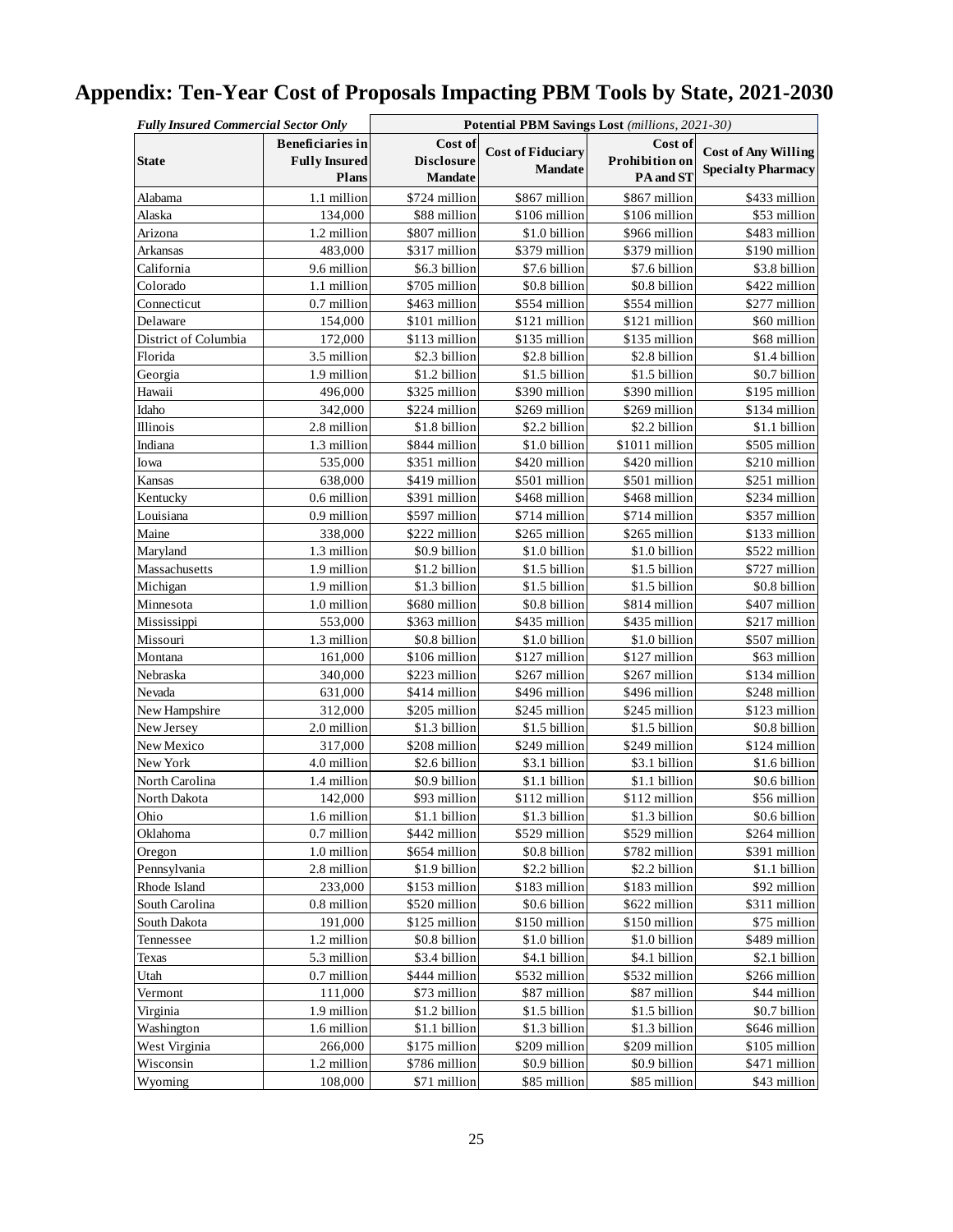# Appendix: Ten-Year Cost of Proposals Impacting PBM Tools by State, 2021-2030

| *Fully Insured Commercial Sector Only* | | **Potential PBM Savings Lost** *(millions, 2021-30)* | | | |
|---|---|---|---|---|---|
| **State** | **Beneficiaries in Fully Insured Plans** | **Cost of Disclosure Mandate** | **Cost of Fiduciary Mandate** | **Cost of Prohibition on PA and ST** | **Cost of Any Willing Specialty Pharmacy** |
| Alabama | 1.1 million | $724 million | $867 million | $867 million | $433 million |
| Alaska | 134,000 | $88 million | $106 million | $106 million | $53 million |
| Arizona | 1.2 million | $807 million | $1.0 billion | $966 million | $483 million |
| Arkansas | 483,000 | $317 million | $379 million | $379 million | $190 million |
| California | 9.6 million | $6.3 billion | $7.6 billion | $7.6 billion | $3.8 billion |
| Colorado | 1.1 million | $705 million | $0.8 billion | $0.8 billion | $422 million |
| Connecticut | 0.7 million | $463 million | $554 million | $554 million | $277 million |
| Delaware | 154,000 | $101 million | $121 million | $121 million | $60 million |
| District of Columbia | 172,000 | $113 million | $135 million | $135 million | $68 million |
| Florida | 3.5 million | $2.3 billion | $2.8 billion | $2.8 billion | $1.4 billion |
| Georgia | 1.9 million | $1.2 billion | $1.5 billion | $1.5 billion | $0.7 billion |
| Hawaii | 496,000 | $325 million | $390 million | $390 million | $195 million |
| Idaho | 342,000 | $224 million | $269 million | $269 million | $134 million |
| Illinois | 2.8 million | $1.8 billion | $2.2 billion | $2.2 billion | $1.1 billion |
| Indiana | 1.3 million | $844 million | $1.0 billion | $1011 million | $505 million |
| Iowa | 535,000 | $351 million | $420 million | $420 million | $210 million |
| Kansas | 638,000 | $419 million | $501 million | $501 million | $251 million |
| Kentucky | 0.6 million | $391 million | $468 million | $468 million | $234 million |
| Louisiana | 0.9 million | $597 million | $714 million | $714 million | $357 million |
| Maine | 338,000 | $222 million | $265 million | $265 million | $133 million |
| Maryland | 1.3 million | $0.9 billion | $1.0 billion | $1.0 billion | $522 million |
| Massachusetts | 1.9 million | $1.2 billion | $1.5 billion | $1.5 billion | $727 million |
| Michigan | 1.9 million | $1.3 billion | $1.5 billion | $1.5 billion | $0.8 billion |
| Minnesota | 1.0 million | $680 million | $0.8 billion | $814 million | $407 million |
| Mississippi | 553,000 | $363 million | $435 million | $435 million | $217 million |
| Missouri | 1.3 million | $0.8 billion | $1.0 billion | $1.0 billion | $507 million |
| Montana | 161,000 | $106 million | $127 million | $127 million | $63 million |
| Nebraska | 340,000 | $223 million | $267 million | $267 million | $134 million |
| Nevada | 631,000 | $414 million | $496 million | $496 million | $248 million |
| New Hampshire | 312,000 | $205 million | $245 million | $245 million | $123 million |
| New Jersey | 2.0 million | $1.3 billion | $1.5 billion | $1.5 billion | $0.8 billion |
| New Mexico | 317,000 | $208 million | $249 million | $249 million | $124 million |
| New York | 4.0 million | $2.6 billion | $3.1 billion | $3.1 billion | $1.6 billion |
| North Carolina | 1.4 million | $0.9 billion | $1.1 billion | $1.1 billion | $0.6 billion |
| North Dakota | 142,000 | $93 million | $112 million | $112 million | $56 million |
| Ohio | 1.6 million | $1.1 billion | $1.3 billion | $1.3 billion | $0.6 billion |
| Oklahoma | 0.7 million | $442 million | $529 million | $529 million | $264 million |
| Oregon | 1.0 million | $654 million | $0.8 billion | $782 million | $391 million |
| Pennsylvania | 2.8 million | $1.9 billion | $2.2 billion | $2.2 billion | $1.1 billion |
| Rhode Island | 233,000 | $153 million | $183 million | $183 million | $92 million |
| South Carolina | 0.8 million | $520 million | $0.6 billion | $622 million | $311 million |
| South Dakota | 191,000 | $125 million | $150 million | $150 million | $75 million |
| Tennessee | 1.2 million | $0.8 billion | $1.0 billion | $1.0 billion | $489 million |
| Texas | 5.3 million | $3.4 billion | $4.1 billion | $4.1 billion | $2.1 billion |
| Utah | 0.7 million | $444 million | $532 million | $532 million | $266 million |
| Vermont | 111,000 | $73 million | $87 million | $87 million | $44 million |
| Virginia | 1.9 million | $1.2 billion | $1.5 billion | $1.5 billion | $0.7 billion |
| Washington | 1.6 million | $1.1 billion | $1.3 billion | $1.3 billion | $646 million |
| West Virginia | 266,000 | $175 million | $209 million | $209 million | $105 million |
| Wisconsin | 1.2 million | $786 million | $0.9 billion | $0.9 billion | $471 million |
| Wyoming | 108,000 | $71 million | $85 million | $85 million | $43 million |